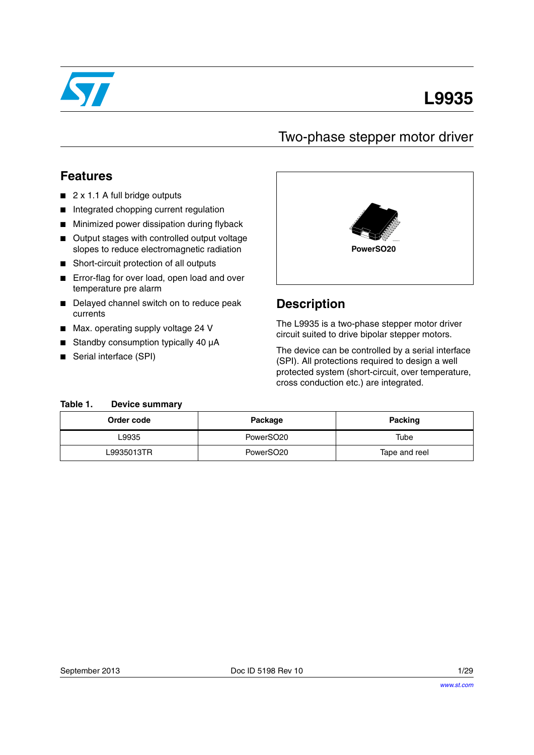# L9935

## Two-phase stepper motor driver

## Features

- 2 x 1.1 A full bridge outputs
- Integrated chopping current regulation
- Minimized power dissipation during flyback
- Output stages with controlled output voltage slopes to reduce electromagnetic radiation
- Short-circuit protection of all outputs
- Error-flag for over load, open load and over temperature pre alarm
- Delayed channel switch on to reduce peak currents
- Max. operating supply voltage 24 V
- Standby consumption typically 40 µA
- Serial interface (SPI)

PowerSO20

## Description

The L9935 is a two-phase stepper motor driver circuit suited to drive bipolar stepper motors.

The device can be controlled by a serial interface (SPI). All protections required to design a well protected system (short-circuit, over temperature, cross conduction etc.) are integrated.

**Table 1. Device summary**

| Order code | Package | Packing |
|---|---|---|
| L9935 | PowerSO20 | Tube |
| L9935013TR | PowerSO20 | Tape and reel |

September 2013 Doc ID 5198 Rev 10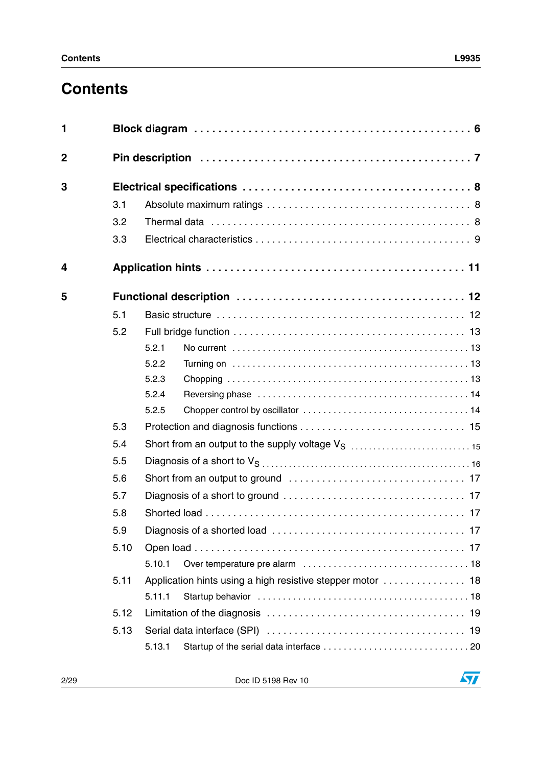# Contents

- **1 Block diagram** . . . . . . . . . . . . . . . . . . . . . . . . . . . . . . . . . . . . . . . . . . . . **6**
- **2 Pin description** . . . . . . . . . . . . . . . . . . . . . . . . . . . . . . . . . . . . . . . . . . . **7**
- **3 Electrical specifications** . . . . . . . . . . . . . . . . . . . . . . . . . . . . . . . . . . . . **8**
  - 3.1 Absolute maximum ratings . . . . . . . . . . . . . . . . . . . . . . . . . . . . . . . . . 8
  - 3.2 Thermal data . . . . . . . . . . . . . . . . . . . . . . . . . . . . . . . . . . . . . . . . . . . 8
  - 3.3 Electrical characteristics . . . . . . . . . . . . . . . . . . . . . . . . . . . . . . . . . . 9
- **4 Application hints** . . . . . . . . . . . . . . . . . . . . . . . . . . . . . . . . . . . . . . . . . **11**
- **5 Functional description** . . . . . . . . . . . . . . . . . . . . . . . . . . . . . . . . . . . . **12**
  - 5.1 Basic structure . . . . . . . . . . . . . . . . . . . . . . . . . . . . . . . . . . . . . . . . . 12
  - 5.2 Full bridge function . . . . . . . . . . . . . . . . . . . . . . . . . . . . . . . . . . . . . 13
    - 5.2.1 No current . . . . . . . . . . . . . . . . . . . . . . . . . . . . . . . . . . . . . . . . 13
    - 5.2.2 Turning on . . . . . . . . . . . . . . . . . . . . . . . . . . . . . . . . . . . . . . . . 13
    - 5.2.3 Chopping . . . . . . . . . . . . . . . . . . . . . . . . . . . . . . . . . . . . . . . . . 13
    - 5.2.4 Reversing phase . . . . . . . . . . . . . . . . . . . . . . . . . . . . . . . . . . . . 14
    - 5.2.5 Chopper control by oscillator . . . . . . . . . . . . . . . . . . . . . . . . . . . 14
  - 5.3 Protection and diagnosis functions . . . . . . . . . . . . . . . . . . . . . . . . . . . 15
  - 5.4 Short from an output to the supply voltage $V_S$ . . . . . . . . . . . . . . . . . . 15
  - 5.5 Diagnosis of a short to $V_S$ . . . . . . . . . . . . . . . . . . . . . . . . . . . . . . . . 16
  - 5.6 Short from an output to ground . . . . . . . . . . . . . . . . . . . . . . . . . . . . . . 17
  - 5.7 Diagnosis of a short to ground . . . . . . . . . . . . . . . . . . . . . . . . . . . . . . 17
  - 5.8 Shorted load . . . . . . . . . . . . . . . . . . . . . . . . . . . . . . . . . . . . . . . . . . . 17
  - 5.9 Diagnosis of a shorted load . . . . . . . . . . . . . . . . . . . . . . . . . . . . . . . . 17
  - 5.10 Open load . . . . . . . . . . . . . . . . . . . . . . . . . . . . . . . . . . . . . . . . . . . . 17
    - 5.10.1 Over temperature pre alarm . . . . . . . . . . . . . . . . . . . . . . . . . . . 18
  - 5.11 Application hints using a high resistive stepper motor . . . . . . . . . . . . . 18
    - 5.11.1 Startup behavior . . . . . . . . . . . . . . . . . . . . . . . . . . . . . . . . . . . 18
  - 5.12 Limitation of the diagnosis . . . . . . . . . . . . . . . . . . . . . . . . . . . . . . . . 19
  - 5.13 Serial data interface (SPI) . . . . . . . . . . . . . . . . . . . . . . . . . . . . . . . . . 19
    - 5.13.1 Startup of the serial data interface . . . . . . . . . . . . . . . . . . . . . . . 20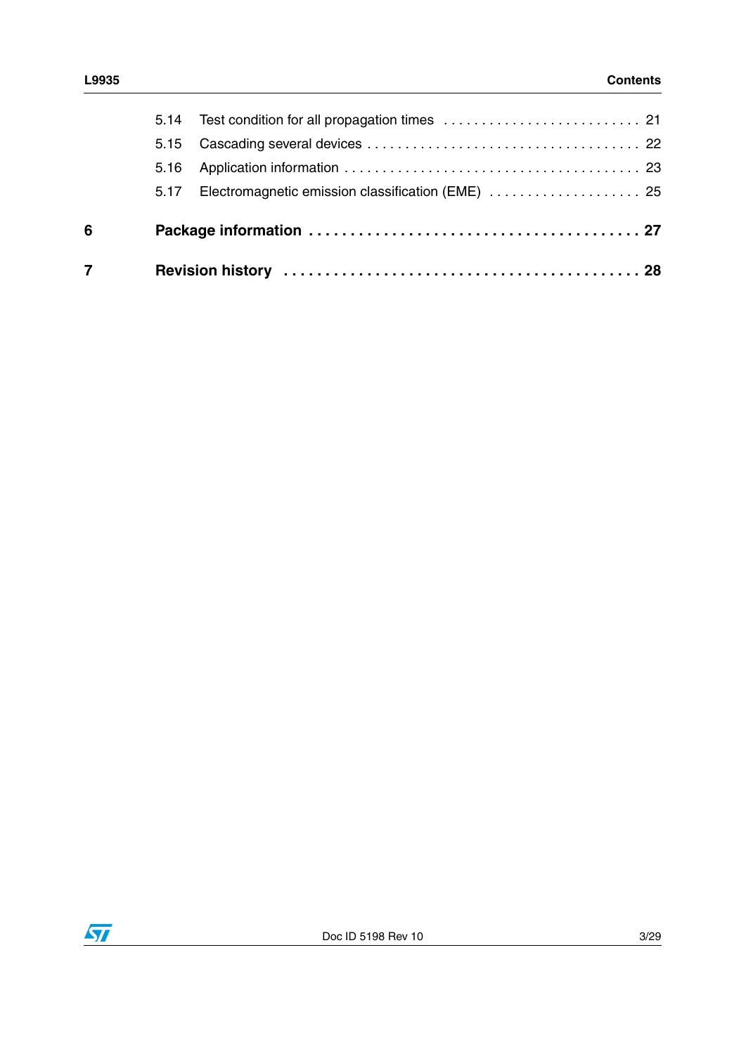5.14 Test condition for all propagation times . . . . . . . . . . . . . . . . . . . . . . . . . . 21

5.15 Cascading several devices . . . . . . . . . . . . . . . . . . . . . . . . . . . . . . . . . . . 22

5.16 Application information . . . . . . . . . . . . . . . . . . . . . . . . . . . . . . . . . . . . . 23

5.17 Electromagnetic emission classification (EME) . . . . . . . . . . . . . . . . . . . . 25

**6 Package information . . . . . . . . . . . . . . . . . . . . . . . . . . . . . . . . . . . . . . . 27**

**7 Revision history . . . . . . . . . . . . . . . . . . . . . . . . . . . . . . . . . . . . . . . . . . 28**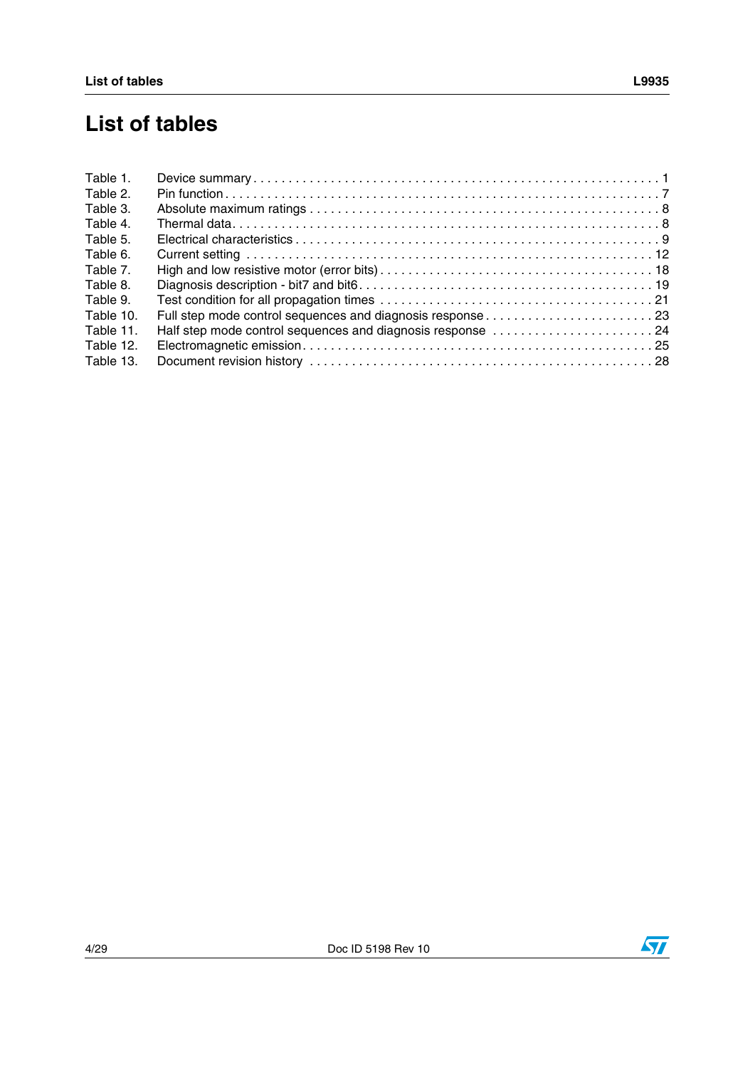# List of tables

Table 1. Device summary . . . . . . . . . . . . . . . . . . . . . . . . . . . . . . . . . . . . . . . . . . . . . . . . . . . . . . . . . 1
Table 2. Pin function . . . . . . . . . . . . . . . . . . . . . . . . . . . . . . . . . . . . . . . . . . . . . . . . . . . . . . . . . . . . 7
Table 3. Absolute maximum ratings . . . . . . . . . . . . . . . . . . . . . . . . . . . . . . . . . . . . . . . . . . . . . . . . 8
Table 4. Thermal data. . . . . . . . . . . . . . . . . . . . . . . . . . . . . . . . . . . . . . . . . . . . . . . . . . . . . . . . . . . 8
Table 5. Electrical characteristics . . . . . . . . . . . . . . . . . . . . . . . . . . . . . . . . . . . . . . . . . . . . . . . . . . 9
Table 6. Current setting . . . . . . . . . . . . . . . . . . . . . . . . . . . . . . . . . . . . . . . . . . . . . . . . . . . . . . . . 12
Table 7. High and low resistive motor (error bits) . . . . . . . . . . . . . . . . . . . . . . . . . . . . . . . . . . . . . 18
Table 8. Diagnosis description - bit7 and bit6. . . . . . . . . . . . . . . . . . . . . . . . . . . . . . . . . . . . . . . . 19
Table 9. Test condition for all propagation times . . . . . . . . . . . . . . . . . . . . . . . . . . . . . . . . . . . . . 21
Table 10. Full step mode control sequences and diagnosis response . . . . . . . . . . . . . . . . . . . . . . . . 23
Table 11. Half step mode control sequences and diagnosis response . . . . . . . . . . . . . . . . . . . . . . . 24
Table 12. Electromagnetic emission. . . . . . . . . . . . . . . . . . . . . . . . . . . . . . . . . . . . . . . . . . . . . . . . 25
Table 13. Document revision history . . . . . . . . . . . . . . . . . . . . . . . . . . . . . . . . . . . . . . . . . . . . . . 28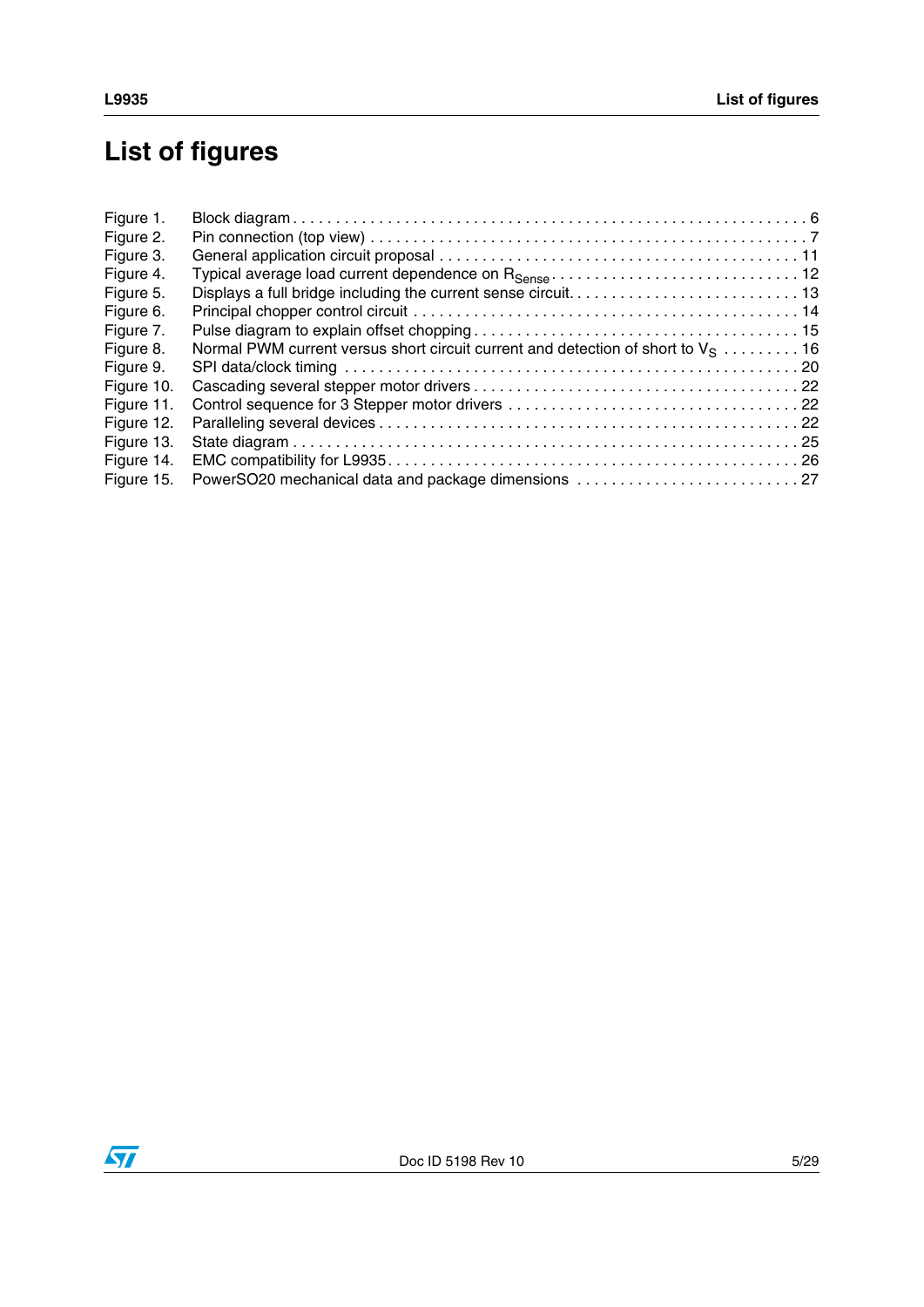# List of figures

Figure 1. Block diagram . . . . . . . . . . . . . . . . . . . . . . . . . . . . . . . . . . . . . . . . . . . . . . . . . . . . . . . . . . . 6
Figure 2. Pin connection (top view) . . . . . . . . . . . . . . . . . . . . . . . . . . . . . . . . . . . . . . . . . . . . . . . . . 7
Figure 3. General application circuit proposal . . . . . . . . . . . . . . . . . . . . . . . . . . . . . . . . . . . . . . . . 11
Figure 4. Typical average load current dependence on $R_{Sense}$ . . . . . . . . . . . . . . . . . . . . . . . . . . . . 12
Figure 5. Displays a full bridge including the current sense circuit. . . . . . . . . . . . . . . . . . . . . . . . . . 13
Figure 6. Principal chopper control circuit . . . . . . . . . . . . . . . . . . . . . . . . . . . . . . . . . . . . . . . . . . . 14
Figure 7. Pulse diagram to explain offset chopping . . . . . . . . . . . . . . . . . . . . . . . . . . . . . . . . . . . . 15
Figure 8. Normal PWM current versus short circuit current and detection of short to $V_S$ . . . . . . . . . 16
Figure 9. SPI data/clock timing . . . . . . . . . . . . . . . . . . . . . . . . . . . . . . . . . . . . . . . . . . . . . . . . . . . 20
Figure 10. Cascading several stepper motor drivers . . . . . . . . . . . . . . . . . . . . . . . . . . . . . . . . . . . . 22
Figure 11. Control sequence for 3 Stepper motor drivers . . . . . . . . . . . . . . . . . . . . . . . . . . . . . . . . 22
Figure 12. Paralleling several devices . . . . . . . . . . . . . . . . . . . . . . . . . . . . . . . . . . . . . . . . . . . . . . 22
Figure 13. State diagram . . . . . . . . . . . . . . . . . . . . . . . . . . . . . . . . . . . . . . . . . . . . . . . . . . . . . . . 25
Figure 14. EMC compatibility for L9935. . . . . . . . . . . . . . . . . . . . . . . . . . . . . . . . . . . . . . . . . . . . . 26
Figure 15. PowerSO20 mechanical data and package dimensions . . . . . . . . . . . . . . . . . . . . . . . . . . 27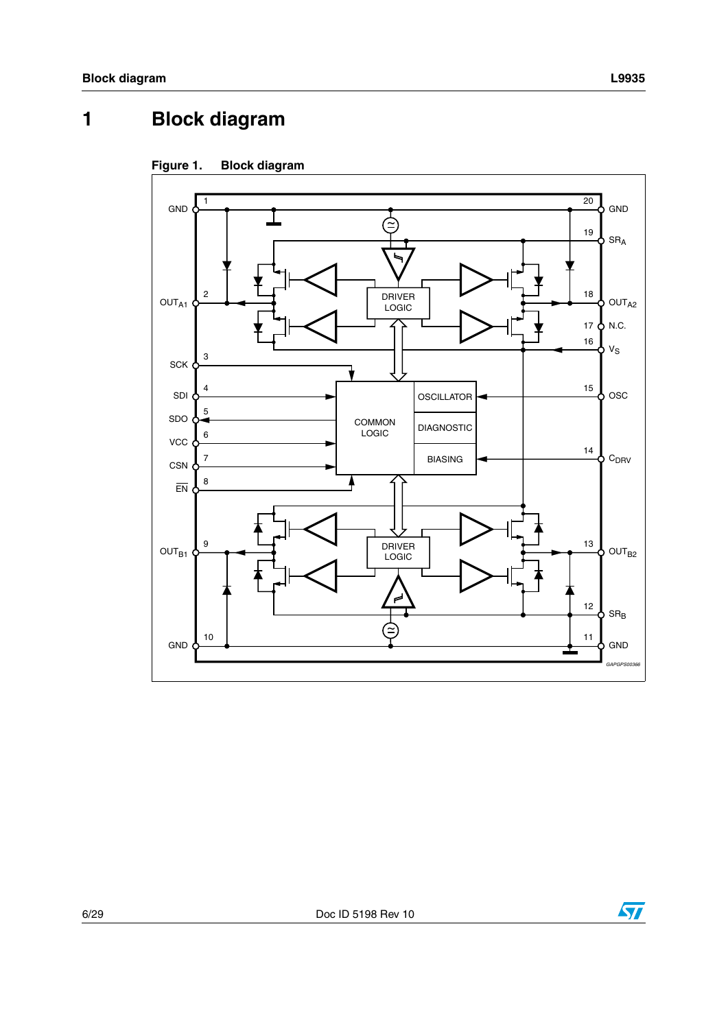# 1 Block diagram

Figure 1. Block diagram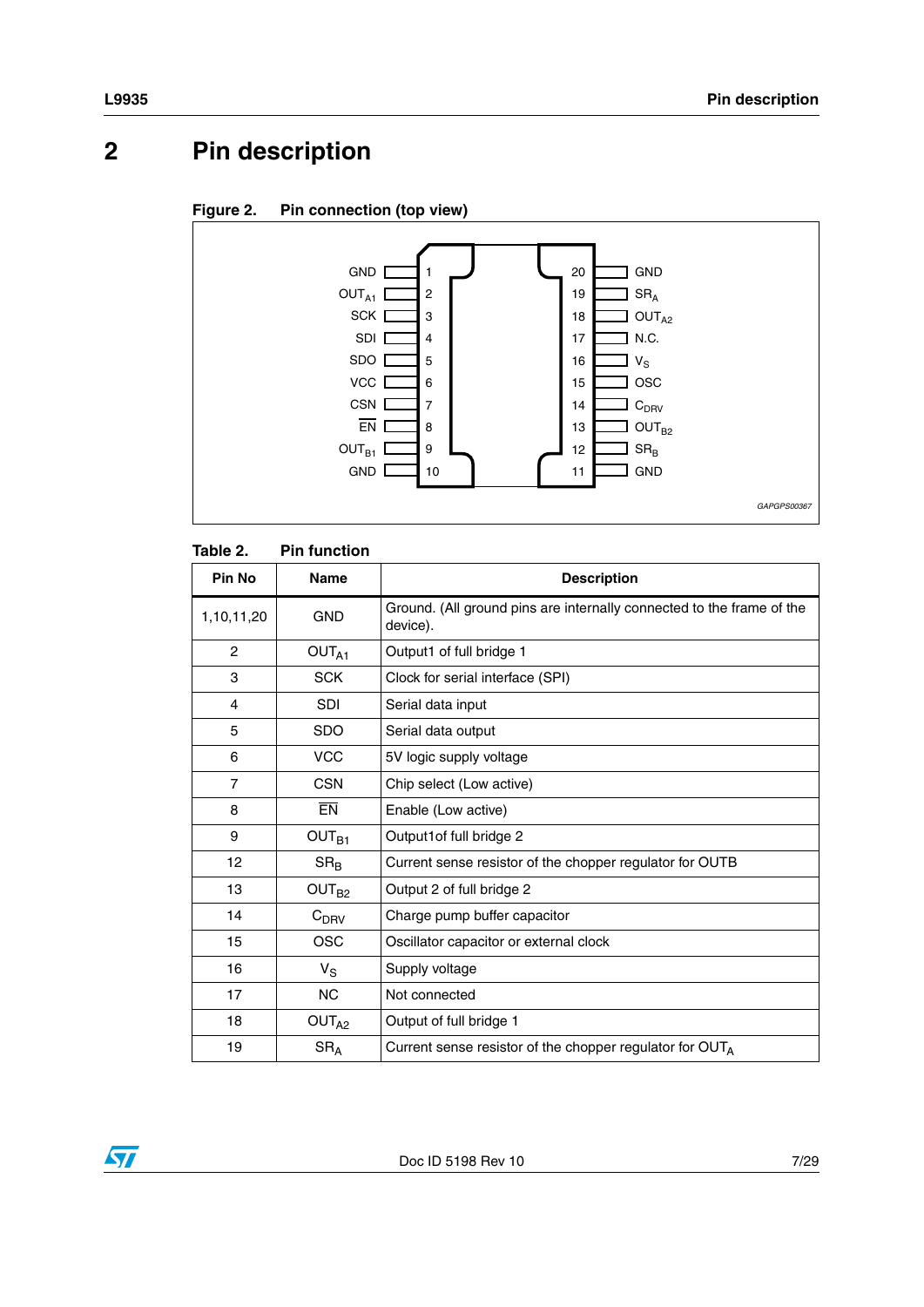# 2 Pin description

**Figure 2. Pin connection (top view)**

| Pin | Name | Pin | Name |
|---|---|---|---|
| 1 | GND | 20 | GND |
| 2 | $OUT_{A1}$ | 19 | $SR_A$ |
| 3 | SCK | 18 | $OUT_{A2}$ |
| 4 | SDI | 17 | N.C. |
| 5 | SDO | 16 | $V_S$ |
| 6 | VCC | 15 | OSC |
| 7 | CSN | 14 | $C_{DRV}$ |
| 8 | $\overline{EN}$ | 13 | $OUT_{B2}$ |
| 9 | $OUT_{B1}$ | 12 | $SR_B$ |
| 10 | GND | 11 | GND |

GAPGPS00367

**Table 2. Pin function**

| Pin No | Name | Description |
|---|---|---|
| 1,10,11,20 | GND | Ground. (All ground pins are internally connected to the frame of the device). |
| 2 | $OUT_{A1}$ | Output1 of full bridge 1 |
| 3 | SCK | Clock for serial interface (SPI) |
| 4 | SDI | Serial data input |
| 5 | SDO | Serial data output |
| 6 | VCC | 5V logic supply voltage |
| 7 | CSN | Chip select (Low active) |
| 8 | $\overline{EN}$ | Enable (Low active) |
| 9 | $OUT_{B1}$ | Output1of full bridge 2 |
| 12 | $SR_B$ | Current sense resistor of the chopper regulator for OUTB |
| 13 | $OUT_{B2}$ | Output 2 of full bridge 2 |
| 14 | $C_{DRV}$ | Charge pump buffer capacitor |
| 15 | OSC | Oscillator capacitor or external clock |
| 16 | $V_S$ | Supply voltage |
| 17 | NC | Not connected |
| 18 | $OUT_{A2}$ | Output of full bridge 1 |
| 19 | $SR_A$ | Current sense resistor of the chopper regulator for $OUT_A$ |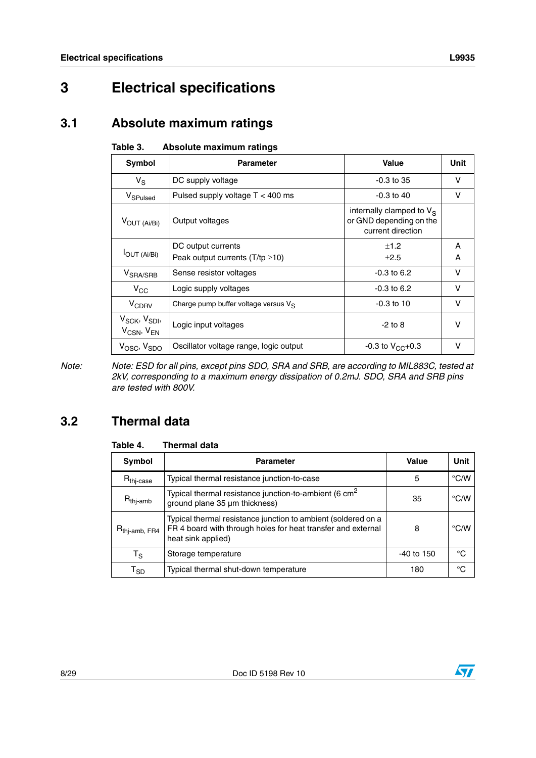# 3 Electrical specifications

## 3.1 Absolute maximum ratings

**Table 3. Absolute maximum ratings**

| Symbol | Parameter | Value | Unit |
|---|---|---|---|
| $V_S$ | DC supply voltage | -0.3 to 35 | V |
| $V_{SPulsed}$ | Pulsed supply voltage T < 400 ms | -0.3 to 40 | V |
| $V_{OUT\ (Ai/Bi)}$ | Output voltages | internally clamped to $V_S$ or GND depending on the current direction | |
| $I_{OUT\ (Ai/Bi)}$ | DC output currents<br>Peak output currents (T/tp ≥10) | ±1.2<br>±2.5 | A<br>A |
| $V_{SRA/SRB}$ | Sense resistor voltages | -0.3 to 6.2 | V |
| $V_{CC}$ | Logic supply voltages | -0.3 to 6.2 | V |
| $V_{CDRV}$ | Charge pump buffer voltage versus $V_S$ | -0.3 to 10 | V |
| $V_{SCK}$, $V_{SDI}$, $V_{CSN}$, $V_{EN}$ | Logic input voltages | -2 to 8 | V |
| $V_{OSC}$, $V_{SDO}$ | Oscillator voltage range, logic output | -0.3 to $V_{CC}$+0.3 | V |

Note: *Note: ESD for all pins, except pins SDO, SRA and SRB, are according to MIL883C, tested at 2kV, corresponding to a maximum energy dissipation of 0.2mJ. SDO, SRA and SRB pins are tested with 800V.*

## 3.2 Thermal data

**Table 4. Thermal data**

| Symbol | Parameter | Value | Unit |
|---|---|---|---|
| $R_{thj\text{-}case}$ | Typical thermal resistance junction-to-case | 5 | °C/W |
| $R_{thj\text{-}amb}$ | Typical thermal resistance junction-to-ambient (6 $cm^2$ ground plane 35 µm thickness) | 35 | °C/W |
| $R_{thj\text{-}amb,\ FR4}$ | Typical thermal resistance junction to ambient (soldered on a FR 4 board with through holes for heat transfer and external heat sink applied) | 8 | °C/W |
| $T_S$ | Storage temperature | -40 to 150 | °C |
| $T_{SD}$ | Typical thermal shut-down temperature | 180 | °C |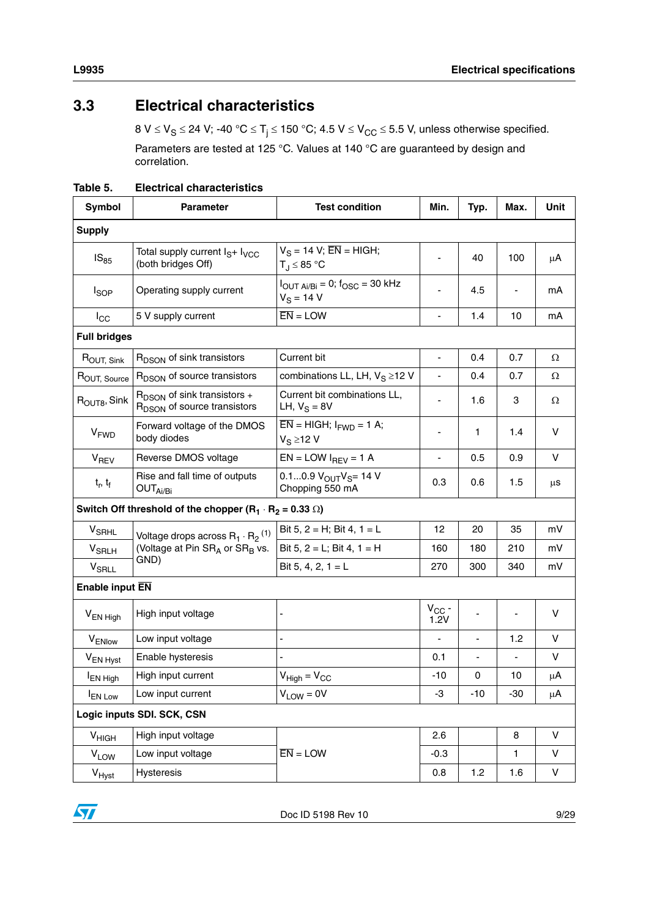## 3.3 Electrical characteristics

8 V ≤ $V_S$ ≤ 24 V; -40 °C ≤ $T_j$ ≤ 150 °C; 4.5 V ≤ $V_{CC}$ ≤ 5.5 V, unless otherwise specified.

Parameters are tested at 125 °C. Values at 140 °C are guaranteed by design and correlation.

**Table 5. Electrical characteristics**

| Symbol | Parameter | Test condition | Min. | Typ. | Max. | Unit |
|---|---|---|---|---|---|---|
| **Supply** | | | | | | |
| $IS_{85}$ | Total supply current $I_S$+ $I_{VCC}$ (both bridges Off) | $V_S$ = 14 V; $\overline{EN}$ = HIGH; $T_J$ ≤ 85 °C | - | 40 | 100 | µA |
| $I_{SOP}$ | Operating supply current | $I_{OUT\ Ai/Bi}$ = 0; $f_{OSC}$ = 30 kHz $V_S$ = 14 V | - | 4.5 | - | mA |
| $I_{CC}$ | 5 V supply current | $\overline{EN}$ = LOW | - | 1.4 | 10 | mA |
| **Full bridges** | | | | | | |
| $R_{OUT,\ Sink}$ | $R_{DSON}$ of sink transistors | Current bit combinations LL, LH, $V_S$ ≥12 V | - | 0.4 | 0.7 | Ω |
| $R_{OUT,\ Source}$ | $R_{DSON}$ of source transistors | | - | 0.4 | 0.7 | Ω |
| $R_{OUT8}$, Sink | $R_{DSON}$ of sink transistors + $R_{DSON}$ of source transistors | Current bit combinations LL, LH, $V_S$ = 8V | - | 1.6 | 3 | Ω |
| $V_{FWD}$ | Forward voltage of the DMOS body diodes | $\overline{EN}$ = HIGH; $I_{FWD}$ = 1 A; $V_S$ ≥12 V | - | 1 | 1.4 | V |
| $V_{REV}$ | Reverse DMOS voltage | EN = LOW $I_{REV}$ = 1 A | - | 0.5 | 0.9 | V |
| $t_r$, $t_f$ | Rise and fall time of outputs $OUT_{Ai/Bi}$ | 0.1...0.9 $V_{OUT}$ $V_S$= 14 V Chopping 550 mA | 0.3 | 0.6 | 1.5 | µs |
| **Switch Off threshold of the chopper ($R_1$ · $R_2$ = 0.33 Ω)** | | | | | | |
| $V_{SRHL}$ | Voltage drops across $R_1$ · $R_2$ [(1)] (Voltage at Pin $SR_A$ or $SR_B$ vs. GND) | Bit 5, 2 = H; Bit 4, 1 = L | 12 | 20 | 35 | mV |
| $V_{SRLH}$ | | Bit 5, 2 = L; Bit 4, 1 = H | 160 | 180 | 210 | mV |
| $V_{SRLL}$ | | Bit 5, 4, 2, 1 = L | 270 | 300 | 340 | mV |
| **Enable input $\overline{EN}$** | | | | | | |
| $V_{EN\ High}$ | High input voltage | - | $V_{CC}$ - 1.2V | - | - | V |
| $V_{ENlow}$ | Low input voltage | - | - | - | 1.2 | V |
| $V_{EN\ Hyst}$ | Enable hysteresis | - | 0.1 | - | - | V |
| $I_{EN\ High}$ | High input current | $V_{High}$ = $V_{CC}$ | -10 | 0 | 10 | µA |
| $I_{EN\ Low}$ | Low input current | $V_{LOW}$ = 0V | -3 | -10 | -30 | µA |
| **Logic inputs SDI. SCK, CSN** | | | | | | |
| $V_{HIGH}$ | High input voltage | $\overline{EN}$ = LOW | 2.6 | | 8 | V |
| $V_{LOW}$ | Low input voltage | | -0.3 | | 1 | V |
| $V_{Hyst}$ | Hysteresis | | 0.8 | 1.2 | 1.6 | V |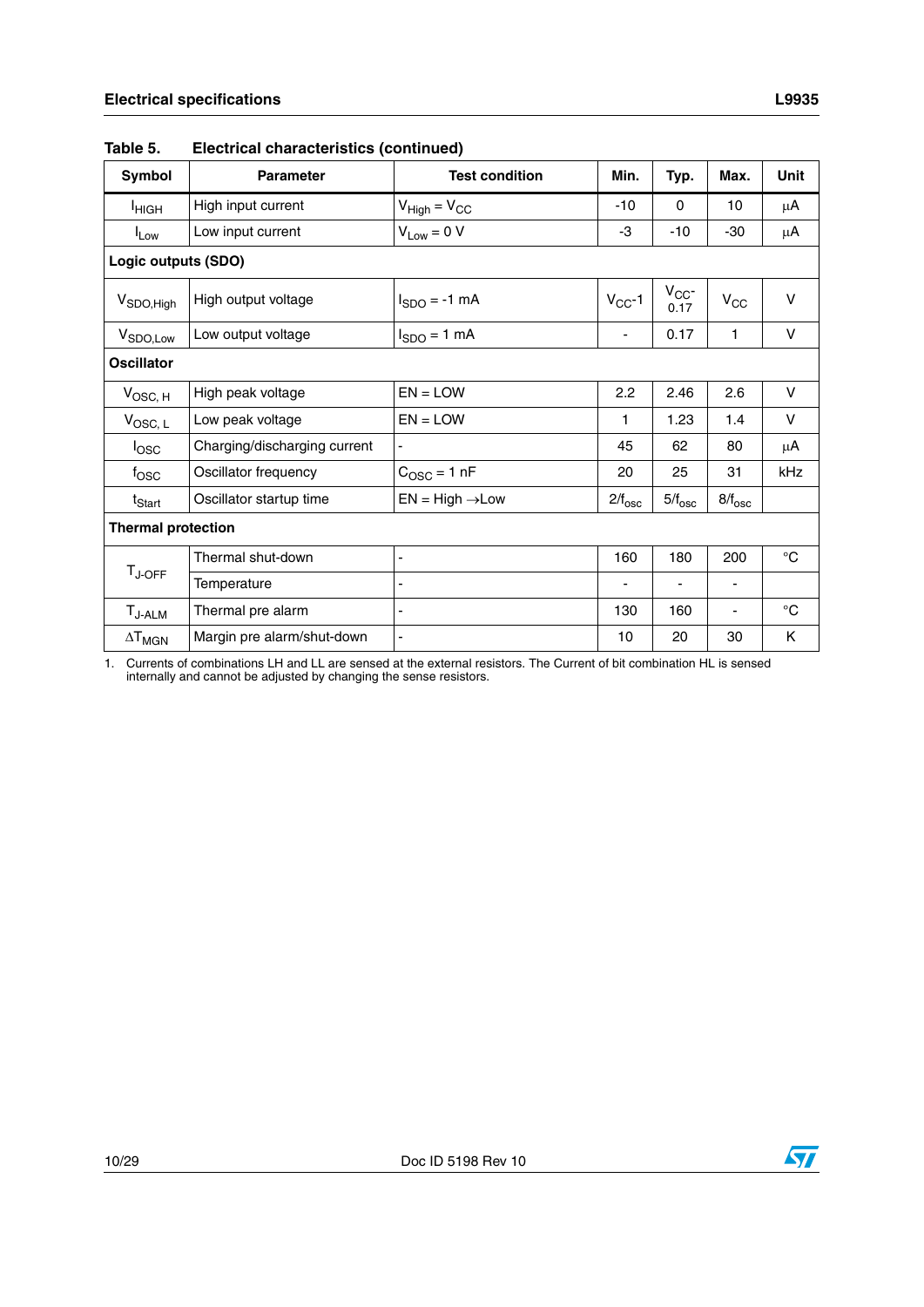Table 5. Electrical characteristics (continued)

| Symbol | Parameter | Test condition | Min. | Typ. | Max. | Unit |
|---|---|---|---|---|---|---|
| $I_{HIGH}$ | High input current | $V_{High} = V_{CC}$ | -10 | 0 | 10 | µA |
| $I_{Low}$ | Low input current | $V_{Low} = 0$ V | -3 | -10 | -30 | µA |
| **Logic outputs (SDO)** | | | | | | |
| $V_{SDO,High}$ | High output voltage | $I_{SDO} = -1$ mA | $V_{CC}$-1 | $V_{CC}$-0.17 | $V_{CC}$ | V |
| $V_{SDO,Low}$ | Low output voltage | $I_{SDO} = 1$ mA | - | 0.17 | 1 | V |
| **Oscillator** | | | | | | |
| $V_{OSC,\,H}$ | High peak voltage | EN = LOW | 2.2 | 2.46 | 2.6 | V |
| $V_{OSC,\,L}$ | Low peak voltage | EN = LOW | 1 | 1.23 | 1.4 | V |
| $I_{OSC}$ | Charging/discharging current | - | 45 | 62 | 80 | µA |
| $f_{OSC}$ | Oscillator frequency | $C_{OSC} = 1$ nF | 20 | 25 | 31 | kHz |
| $t_{Start}$ | Oscillator startup time | EN = High $\rightarrow$Low | $2/f_{osc}$ | $5/f_{osc}$ | $8/f_{osc}$ | |
| **Thermal protection** | | | | | | |
| $T_{J\text{-}OFF}$ | Thermal shut-down | - | 160 | 180 | 200 | °C |
| | Temperature | - | - | - | - | |
| $T_{J\text{-}ALM}$ | Thermal pre alarm | - | 130 | 160 | - | °C |
| $\Delta T_{MGN}$ | Margin pre alarm/shut-down | - | 10 | 20 | 30 | K |

1. Currents of combinations LH and LL are sensed at the external resistors. The Current of bit combination HL is sensed internally and cannot be adjusted by changing the sense resistors.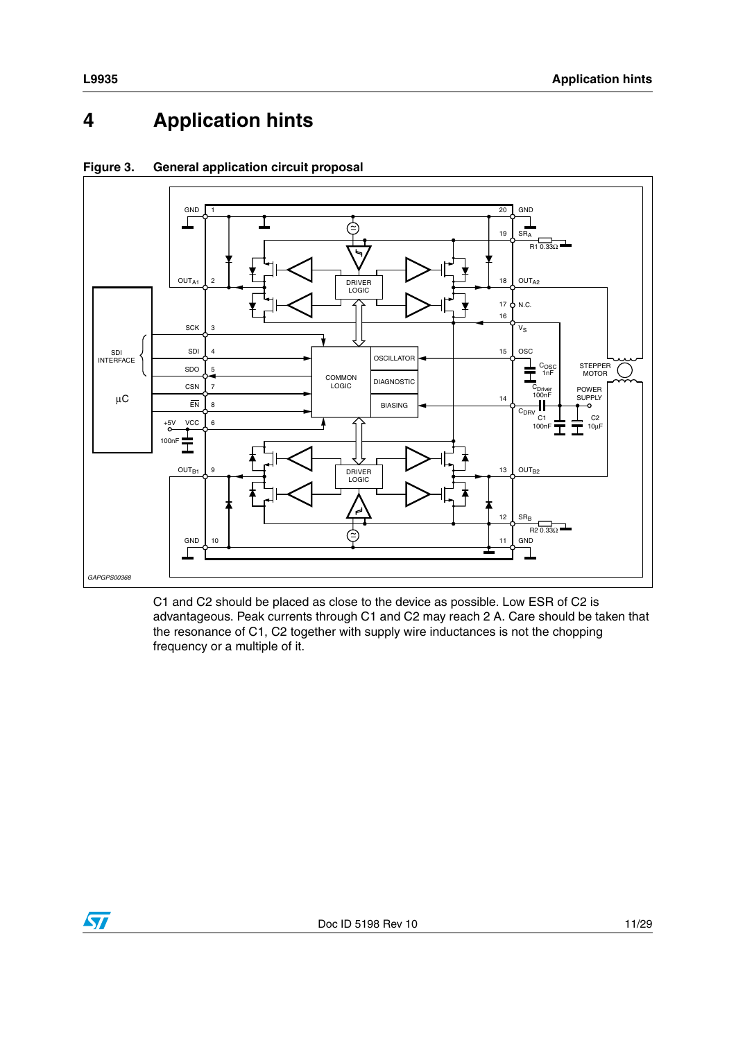# 4 Application hints

**Figure 3. General application circuit proposal**

C1 and C2 should be placed as close to the device as possible. Low ESR of C2 is advantageous. Peak currents through C1 and C2 may reach 2 A. Care should be taken that the resonance of C1, C2 together with supply wire inductances is not the chopping frequency or a multiple of it.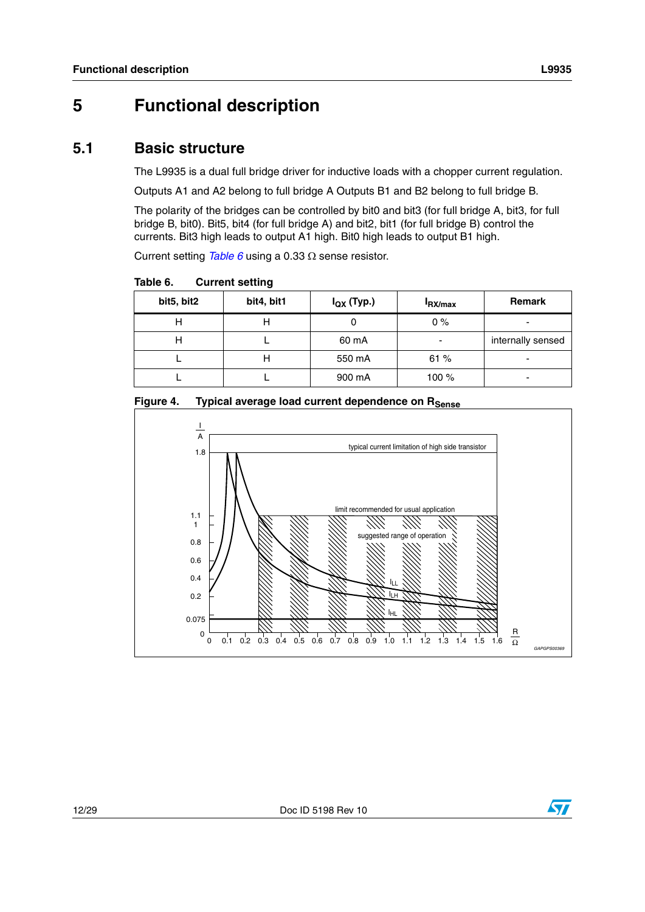# 5 Functional description

## 5.1 Basic structure

The L9935 is a dual full bridge driver for inductive loads with a chopper current regulation.

Outputs A1 and A2 belong to full bridge A Outputs B1 and B2 belong to full bridge B.

The polarity of the bridges can be controlled by bit0 and bit3 (for full bridge A, bit3, for full bridge B, bit0). Bit5, bit4 (for full bridge A) and bit2, bit1 (for full bridge B) control the currents. Bit3 high leads to output A1 high. Bit0 high leads to output B1 high.

Current setting *Table 6* using a 0.33 Ω sense resistor.

**Table 6. Current setting**

| bit5, bit2 | bit4, bit1 | $I_{QX}$ (Typ.) | $I_{RX/max}$ | Remark |
|---|---|---|---|---|
| H | H | 0 | 0 % | - |
| H | L | 60 mA | - | internally sensed |
| L | H | 550 mA | 61 % | - |
| L | L | 900 mA | 100 % | - |

**Figure 4. Typical average load current dependence on $R_{Sense}$**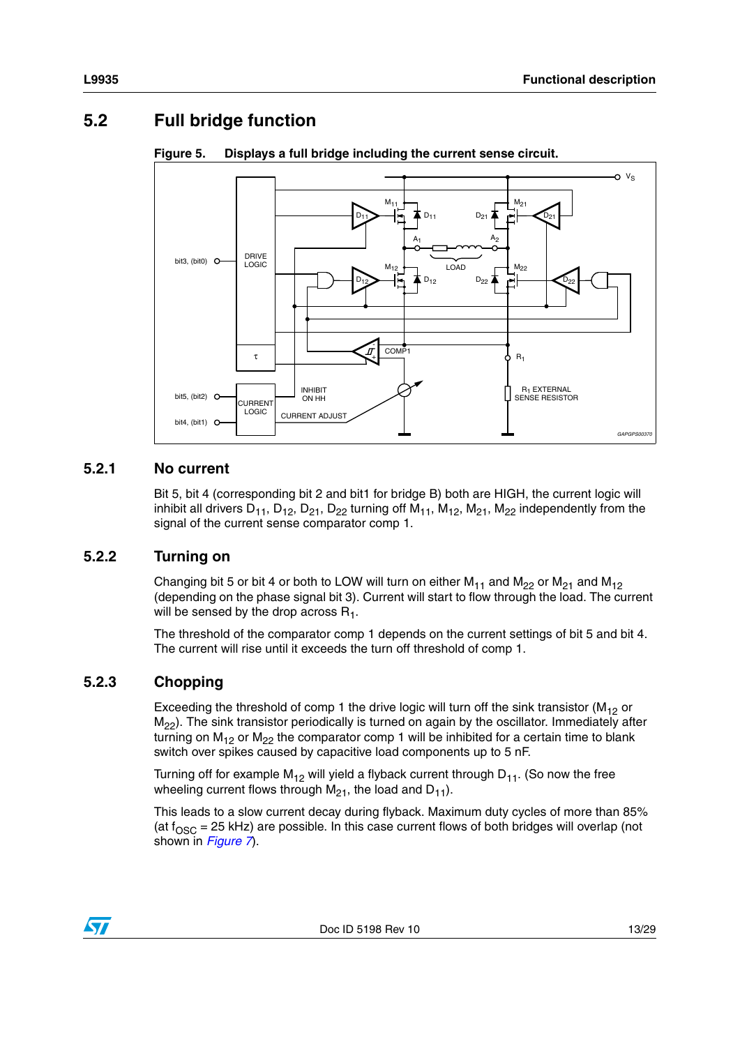## 5.2 Full bridge function

**Figure 5. Displays a full bridge including the current sense circuit.**

### 5.2.1 No current

Bit 5, bit 4 (corresponding bit 2 and bit1 for bridge B) both are HIGH, the current logic will inhibit all drivers $D_{11}$, $D_{12}$, $D_{21}$, $D_{22}$ turning off $M_{11}$, $M_{12}$, $M_{21}$, $M_{22}$ independently from the signal of the current sense comparator comp 1.

### 5.2.2 Turning on

Changing bit 5 or bit 4 or both to LOW will turn on either $M_{11}$ and $M_{22}$ or $M_{21}$ and $M_{12}$ (depending on the phase signal bit 3). Current will start to flow through the load. The current will be sensed by the drop across $R_1$.

The threshold of the comparator comp 1 depends on the current settings of bit 5 and bit 4. The current will rise until it exceeds the turn off threshold of comp 1.

### 5.2.3 Chopping

Exceeding the threshold of comp 1 the drive logic will turn off the sink transistor ($M_{12}$ or $M_{22}$). The sink transistor periodically is turned on again by the oscillator. Immediately after turning on $M_{12}$ or $M_{22}$ the comparator comp 1 will be inhibited for a certain time to blank switch over spikes caused by capacitive load components up to 5 nF.

Turning off for example $M_{12}$ will yield a flyback current through $D_{11}$. (So now the free wheeling current flows through $M_{21}$, the load and $D_{11}$).

This leads to a slow current decay during flyback. Maximum duty cycles of more than 85% (at $f_{OSC}$ = 25 kHz) are possible. In this case current flows of both bridges will overlap (not shown in *Figure 7*).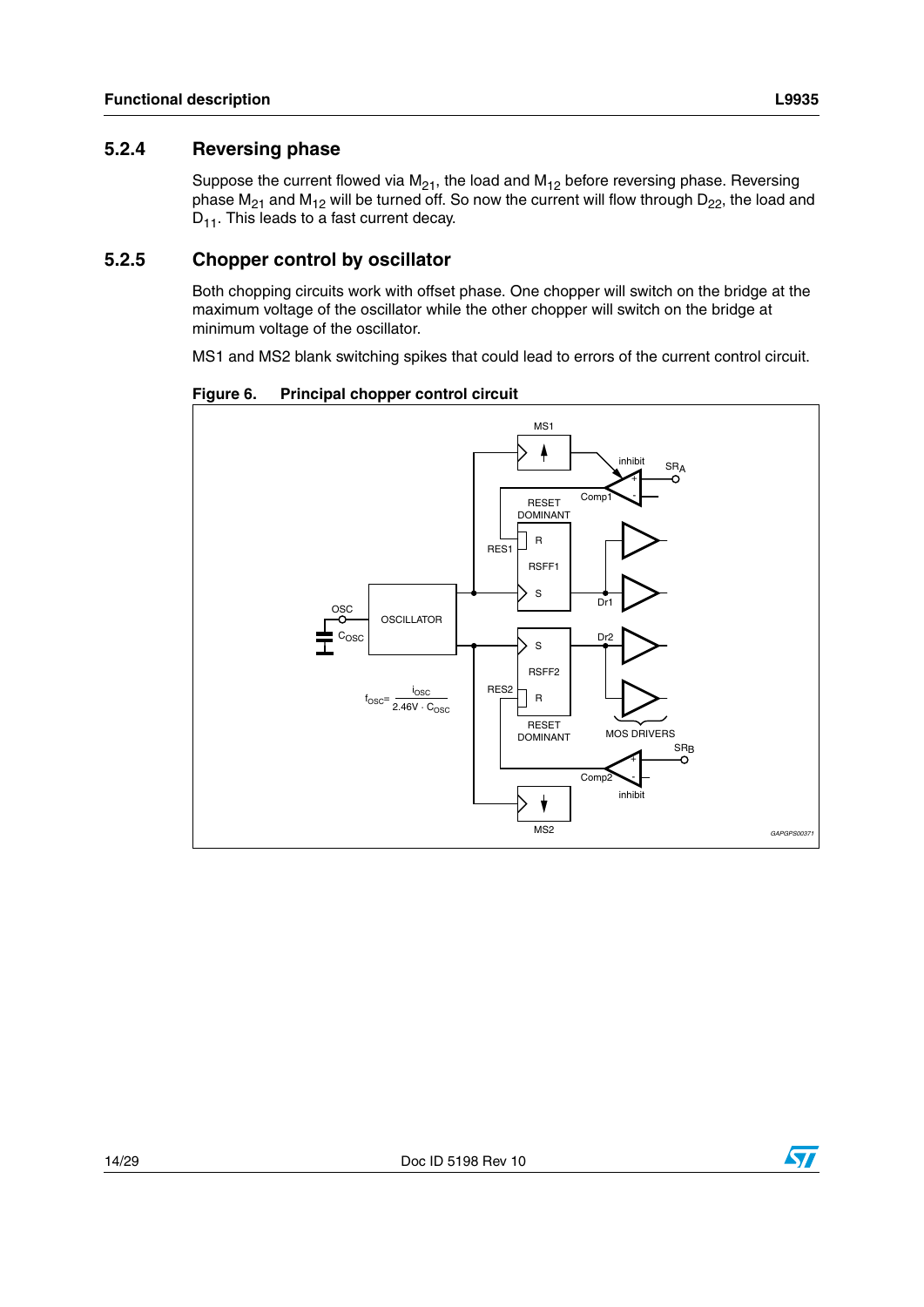### 5.2.4 Reversing phase

Suppose the current flowed via $M_{21}$, the load and $M_{12}$ before reversing phase. Reversing phase $M_{21}$ and $M_{12}$ will be turned off. So now the current will flow through $D_{22}$, the load and $D_{11}$. This leads to a fast current decay.

### 5.2.5 Chopper control by oscillator

Both chopping circuits work with offset phase. One chopper will switch on the bridge at the maximum voltage of the oscillator while the other chopper will switch on the bridge at minimum voltage of the oscillator.

MS1 and MS2 blank switching spikes that could lead to errors of the current control circuit.

**Figure 6. Principal chopper control circuit**

$$f_{OSC} = \frac{i_{OSC}}{2.46V \cdot C_{OSC}}$$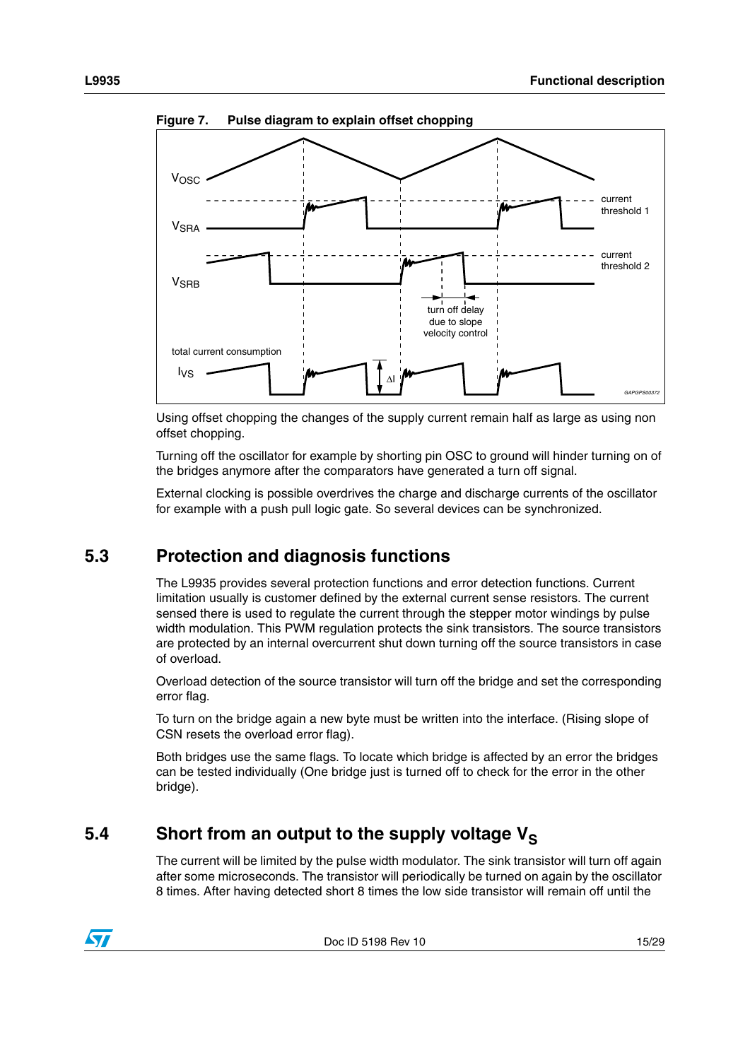**Figure 7. Pulse diagram to explain offset chopping**

Using offset chopping the changes of the supply current remain half as large as using non offset chopping.

Turning off the oscillator for example by shorting pin OSC to ground will hinder turning on of the bridges anymore after the comparators have generated a turn off signal.

External clocking is possible overdrives the charge and discharge currents of the oscillator for example with a push pull logic gate. So several devices can be synchronized.

## 5.3 Protection and diagnosis functions

The L9935 provides several protection functions and error detection functions. Current limitation usually is customer defined by the external current sense resistors. The current sensed there is used to regulate the current through the stepper motor windings by pulse width modulation. This PWM regulation protects the sink transistors. The source transistors are protected by an internal overcurrent shut down turning off the source transistors in case of overload.

Overload detection of the source transistor will turn off the bridge and set the corresponding error flag.

To turn on the bridge again a new byte must be written into the interface. (Rising slope of CSN resets the overload error flag).

Both bridges use the same flags. To locate which bridge is affected by an error the bridges can be tested individually (One bridge just is turned off to check for the error in the other bridge).

## 5.4 Short from an output to the supply voltage $V_S$

The current will be limited by the pulse width modulator. The sink transistor will turn off again after some microseconds. The transistor will periodically be turned on again by the oscillator 8 times. After having detected short 8 times the low side transistor will remain off until the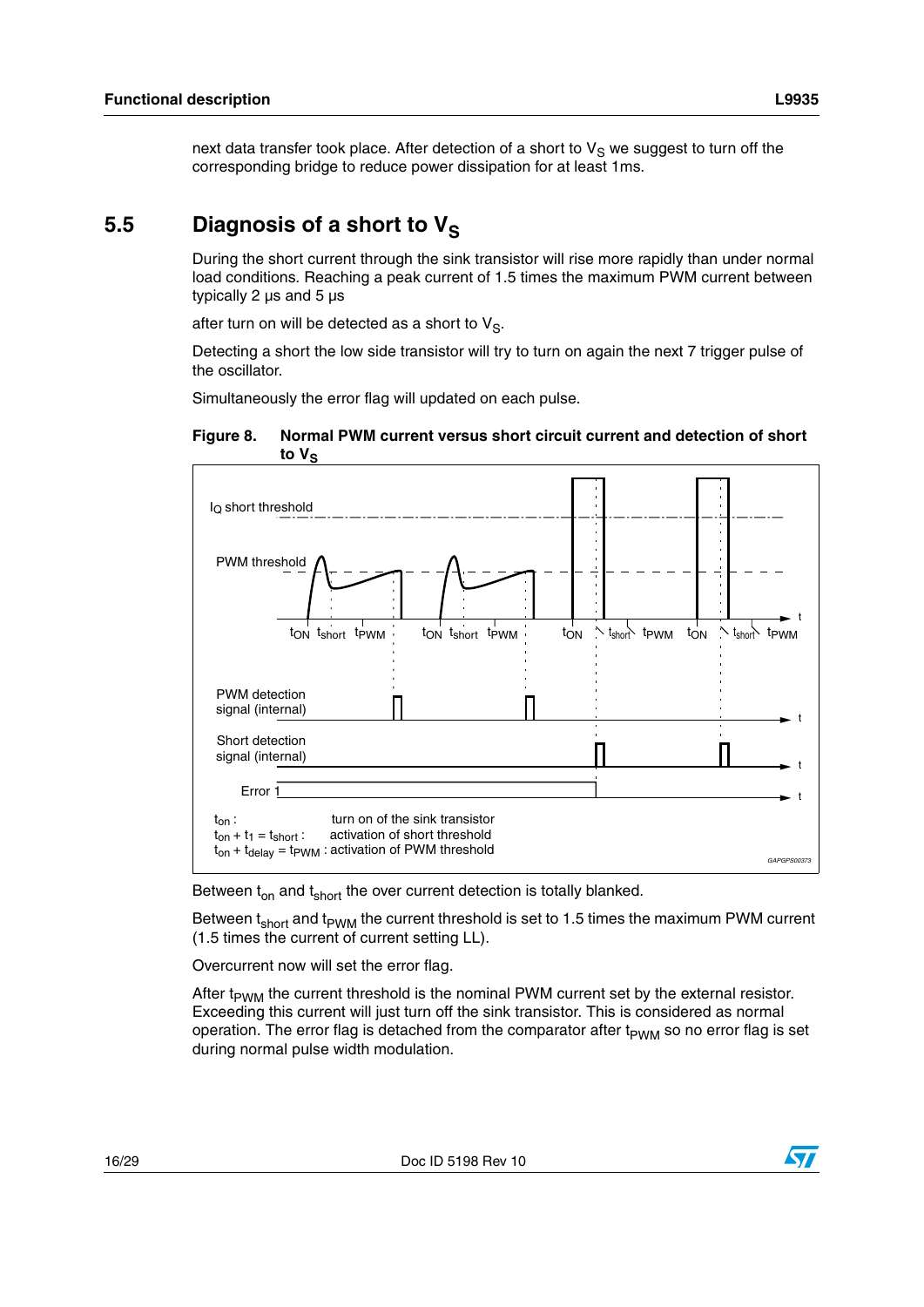next data transfer took place. After detection of a short to $V_S$ we suggest to turn off the corresponding bridge to reduce power dissipation for at least 1ms.

## 5.5 Diagnosis of a short to $V_S$

During the short current through the sink transistor will rise more rapidly than under normal load conditions. Reaching a peak current of 1.5 times the maximum PWM current between typically 2 µs and 5 µs

after turn on will be detected as a short to $V_S$.

Detecting a short the low side transistor will try to turn on again the next 7 trigger pulse of the oscillator.

Simultaneously the error flag will updated on each pulse.

**Figure 8. Normal PWM current versus short circuit current and detection of short to $V_S$**

$I_Q$ short threshold

PWM threshold

$t_{ON}$ $t_{short}$ $t_{PWM}$ $t_{ON}$ $t_{short}$ $t_{PWM}$ $t_{ON}$ $t_{short}$ $t_{PWM}$ $t_{ON}$ $t_{short}$ $t_{PWM}$

PWM detection signal (internal)

Short detection signal (internal)

Error 1

$t_{on}$ : turn on of the sink transistor
$t_{on} + t_1 = t_{short}$ : activation of short threshold
$t_{on} + t_{delay} = t_{PWM}$ : activation of PWM threshold

GAPGPS00373

Between $t_{on}$ and $t_{short}$ the over current detection is totally blanked.

Between $t_{short}$ and $t_{PWM}$ the current threshold is set to 1.5 times the maximum PWM current (1.5 times the current of current setting LL).

Overcurrent now will set the error flag.

After $t_{PWM}$ the current threshold is the nominal PWM current set by the external resistor. Exceeding this current will just turn off the sink transistor. This is considered as normal operation. The error flag is detached from the comparator after $t_{PWM}$ so no error flag is set during normal pulse width modulation.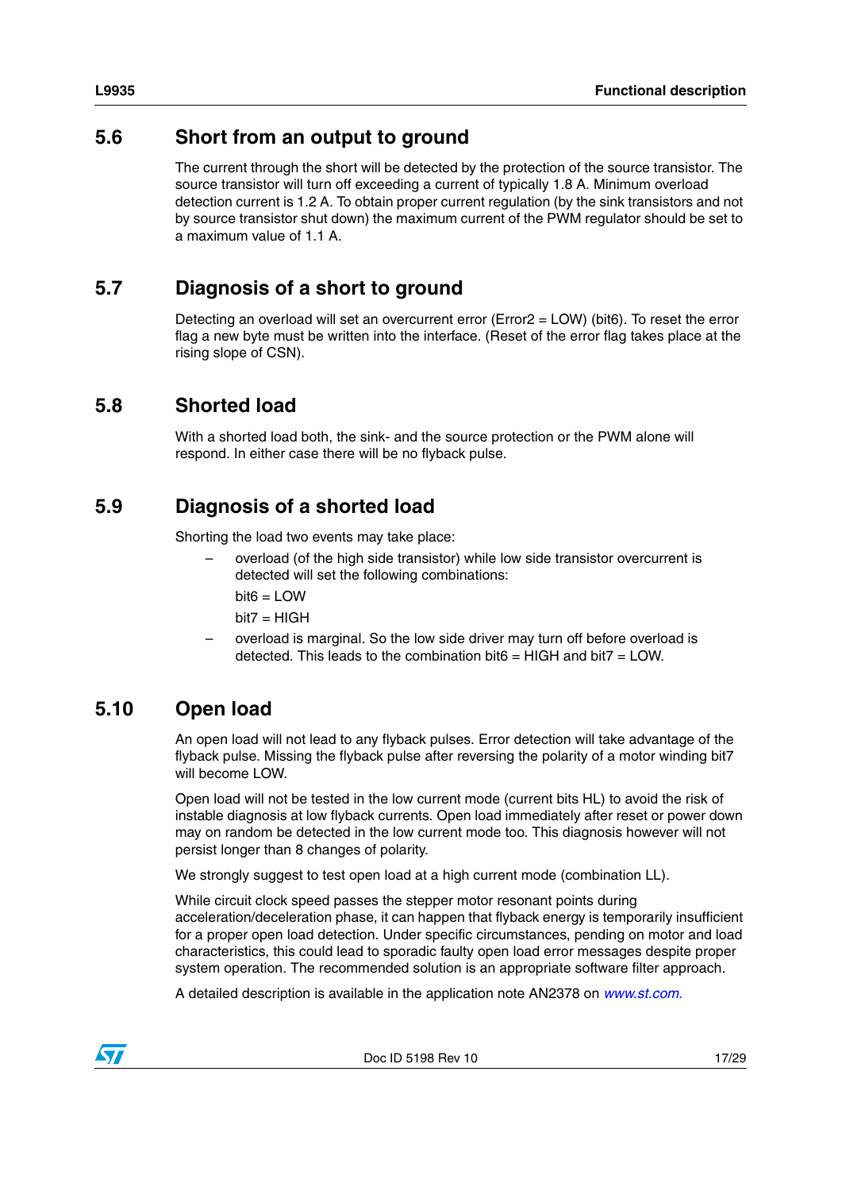## 5.6 Short from an output to ground

The current through the short will be detected by the protection of the source transistor. The source transistor will turn off exceeding a current of typically 1.8 A. Minimum overload detection current is 1.2 A. To obtain proper current regulation (by the sink transistors and not by source transistor shut down) the maximum current of the PWM regulator should be set to a maximum value of 1.1 A.

## 5.7 Diagnosis of a short to ground

Detecting an overload will set an overcurrent error (Error2 = LOW) (bit6). To reset the error flag a new byte must be written into the interface. (Reset of the error flag takes place at the rising slope of CSN).

## 5.8 Shorted load

With a shorted load both, the sink- and the source protection or the PWM alone will respond. In either case there will be no flyback pulse.

## 5.9 Diagnosis of a shorted load

Shorting the load two events may take place:

- overload (of the high side transistor) while low side transistor overcurrent is detected will set the following combinations:

  bit6 = LOW

  bit7 = HIGH

- overload is marginal. So the low side driver may turn off before overload is detected. This leads to the combination bit6 = HIGH and bit7 = LOW.

## 5.10 Open load

An open load will not lead to any flyback pulses. Error detection will take advantage of the flyback pulse. Missing the flyback pulse after reversing the polarity of a motor winding bit7 will become LOW.

Open load will not be tested in the low current mode (current bits HL) to avoid the risk of instable diagnosis at low flyback currents. Open load immediately after reset or power down may on random be detected in the low current mode too. This diagnosis however will not persist longer than 8 changes of polarity.

We strongly suggest to test open load at a high current mode (combination LL).

While circuit clock speed passes the stepper motor resonant points during acceleration/deceleration phase, it can happen that flyback energy is temporarily insufficient for a proper open load detection. Under specific circumstances, pending on motor and load characteristics, this could lead to sporadic faulty open load error messages despite proper system operation. The recommended solution is an appropriate software filter approach.

A detailed description is available in the application note AN2378 on *www.st.com.*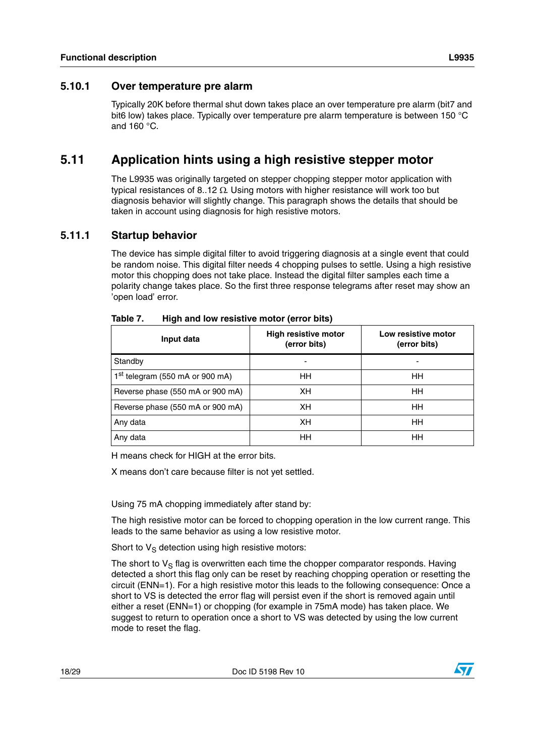### 5.10.1 Over temperature pre alarm

Typically 20K before thermal shut down takes place an over temperature pre alarm (bit7 and bit6 low) takes place. Typically over temperature pre alarm temperature is between 150 °C and 160 °C.

## 5.11 Application hints using a high resistive stepper motor

The L9935 was originally targeted on stepper chopping stepper motor application with typical resistances of 8..12 Ω. Using motors with higher resistance will work too but diagnosis behavior will slightly change. This paragraph shows the details that should be taken in account using diagnosis for high resistive motors.

### 5.11.1 Startup behavior

The device has simple digital filter to avoid triggering diagnosis at a single event that could be random noise. This digital filter needs 4 chopping pulses to settle. Using a high resistive motor this chopping does not take place. Instead the digital filter samples each time a polarity change takes place. So the first three response telegrams after reset may show an 'open load' error.

**Table 7. High and low resistive motor (error bits)**

| Input data | High resistive motor (error bits) | Low resistive motor (error bits) |
|---|---|---|
| Standby | - | - |
| 1st telegram (550 mA or 900 mA) | HH | HH |
| Reverse phase (550 mA or 900 mA) | XH | HH |
| Reverse phase (550 mA or 900 mA) | XH | HH |
| Any data | XH | HH |
| Any data | HH | HH |

H means check for HIGH at the error bits.

X means don't care because filter is not yet settled.

Using 75 mA chopping immediately after stand by:

The high resistive motor can be forced to chopping operation in the low current range. This leads to the same behavior as using a low resistive motor.

Short to $V_S$ detection using high resistive motors:

The short to $V_S$ flag is overwritten each time the chopper comparator responds. Having detected a short this flag only can be reset by reaching chopping operation or resetting the circuit (ENN=1). For a high resistive motor this leads to the following consequence: Once a short to VS is detected the error flag will persist even if the short is removed again until either a reset (ENN=1) or chopping (for example in 75mA mode) has taken place. We suggest to return to operation once a short to VS was detected by using the low current mode to reset the flag.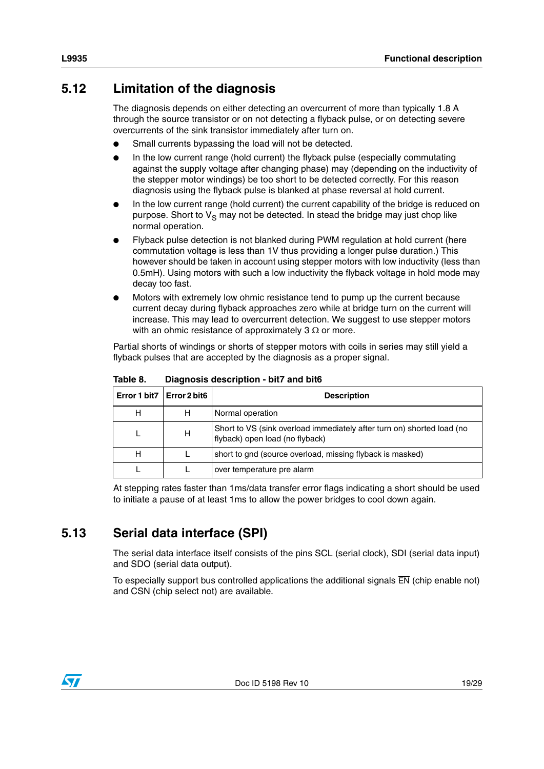## 5.12 Limitation of the diagnosis

The diagnosis depends on either detecting an overcurrent of more than typically 1.8 A through the source transistor or on not detecting a flyback pulse, or on detecting severe overcurrents of the sink transistor immediately after turn on.

- Small currents bypassing the load will not be detected.
- In the low current range (hold current) the flyback pulse (especially commutating against the supply voltage after changing phase) may (depending on the inductivity of the stepper motor windings) be too short to be detected correctly. For this reason diagnosis using the flyback pulse is blanked at phase reversal at hold current.
- In the low current range (hold current) the current capability of the bridge is reduced on purpose. Short to $V_S$ may not be detected. In stead the bridge may just chop like normal operation.
- Flyback pulse detection is not blanked during PWM regulation at hold current (here commutation voltage is less than 1V thus providing a longer pulse duration.) This however should be taken in account using stepper motors with low inductivity (less than 0.5mH). Using motors with such a low inductivity the flyback voltage in hold mode may decay too fast.
- Motors with extremely low ohmic resistance tend to pump up the current because current decay during flyback approaches zero while at bridge turn on the current will increase. This may lead to overcurrent detection. We suggest to use stepper motors with an ohmic resistance of approximately 3 Ω or more.

Partial shorts of windings or shorts of stepper motors with coils in series may still yield a flyback pulses that are accepted by the diagnosis as a proper signal.

**Table 8. Diagnosis description - bit7 and bit6**

| Error 1 bit7 | Error 2 bit6 | Description |
|---|---|---|
| H | H | Normal operation |
| L | H | Short to VS (sink overload immediately after turn on) shorted load (no flyback) open load (no flyback) |
| H | L | short to gnd (source overload, missing flyback is masked) |
| L | L | over temperature pre alarm |

At stepping rates faster than 1ms/data transfer error flags indicating a short should be used to initiate a pause of at least 1ms to allow the power bridges to cool down again.

## 5.13 Serial data interface (SPI)

The serial data interface itself consists of the pins SCL (serial clock), SDI (serial data input) and SDO (serial data output).

To especially support bus controlled applications the additional signals $\overline{EN}$ (chip enable not) and CSN (chip select not) are available.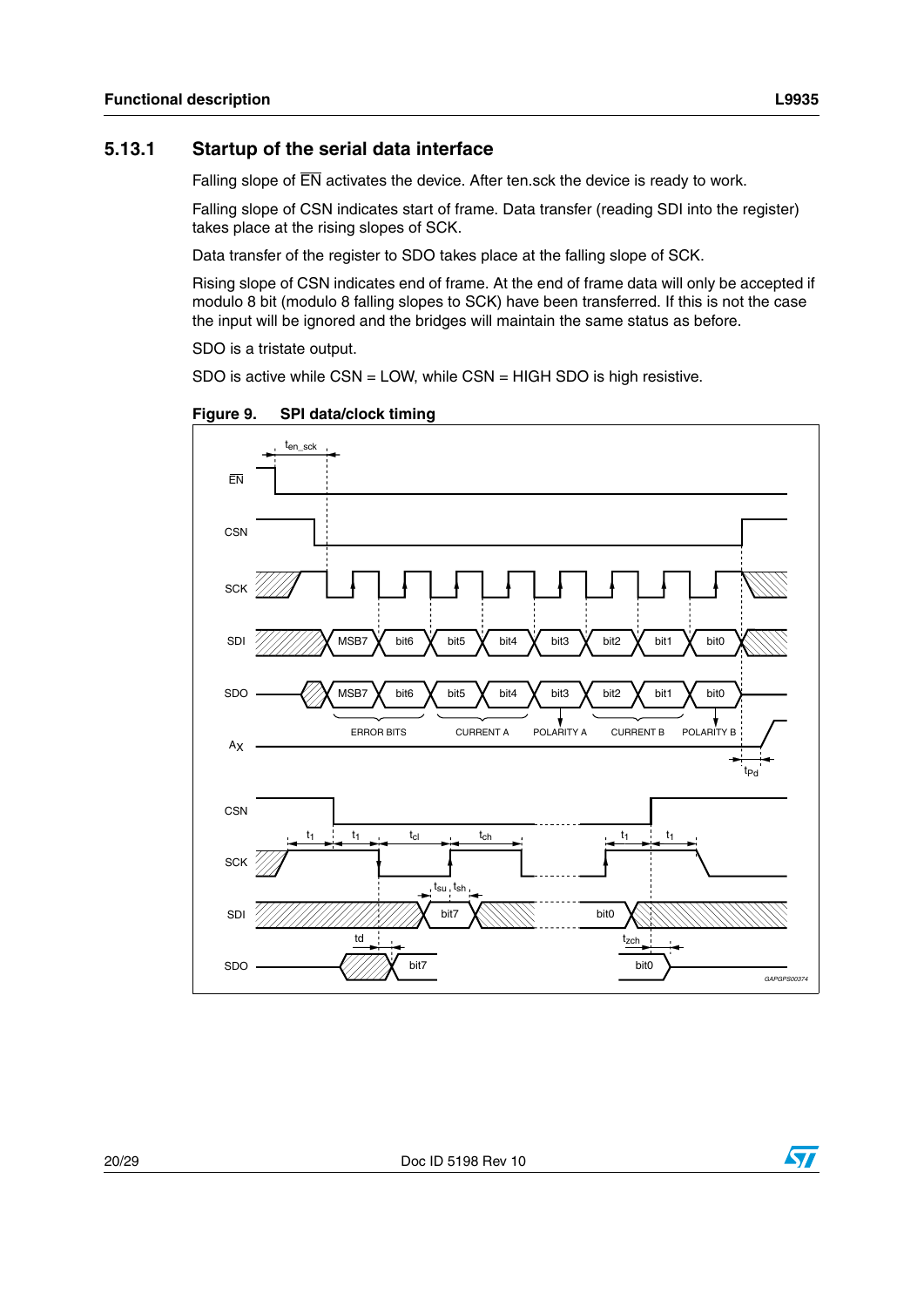### 5.13.1 Startup of the serial data interface

Falling slope of $\overline{EN}$ activates the device. After ten.sck the device is ready to work.

Falling slope of CSN indicates start of frame. Data transfer (reading SDI into the register) takes place at the rising slopes of SCK.

Data transfer of the register to SDO takes place at the falling slope of SCK.

Rising slope of CSN indicates end of frame. At the end of frame data will only be accepted if modulo 8 bit (modulo 8 falling slopes to SCK) have been transferred. If this is not the case the input will be ignored and the bridges will maintain the same status as before.

SDO is a tristate output.

SDO is active while CSN = LOW, while CSN = HIGH SDO is high resistive.

**Figure 9. SPI data/clock timing**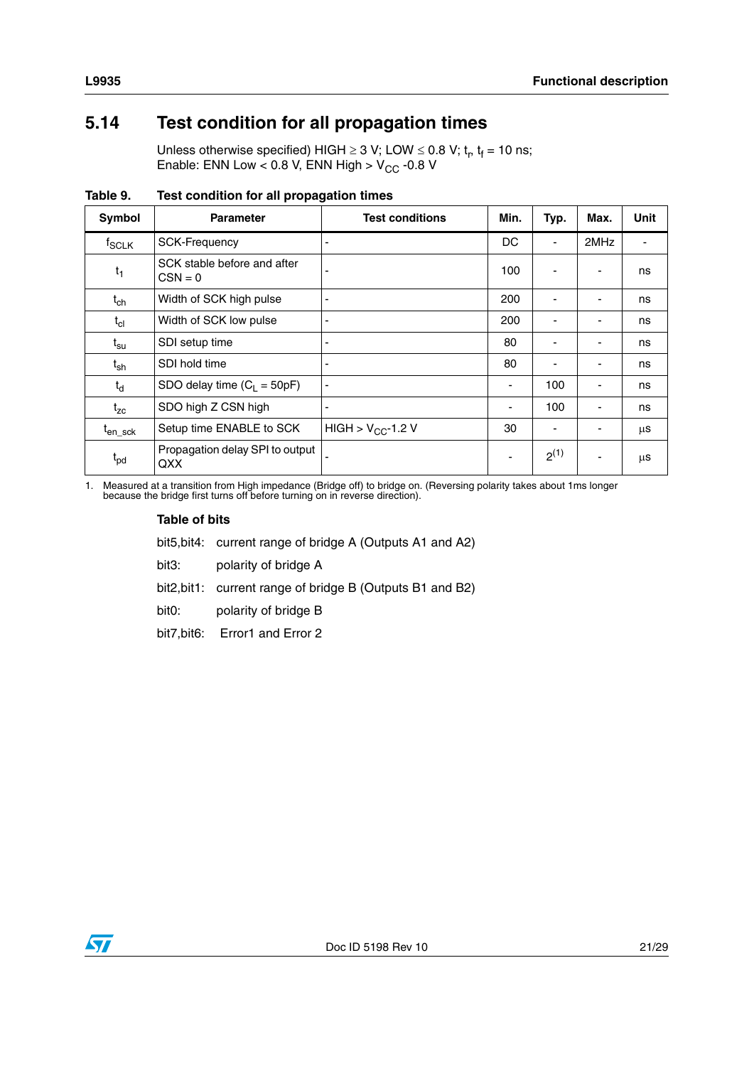## 5.14 Test condition for all propagation times

Unless otherwise specified) HIGH ≥ 3 V; LOW ≤ 0.8 V; $t_r$, $t_f$ = 10 ns;
Enable: ENN Low < 0.8 V, ENN High > $V_{CC}$ -0.8 V

**Table 9. Test condition for all propagation times**

| Symbol | Parameter | Test conditions | Min. | Typ. | Max. | Unit |
|---|---|---|---|---|---|---|
| $f_{SCLK}$ | SCK-Frequency | - | DC | - | 2MHz | - |
| $t_1$ | SCK stable before and after CSN = 0 | - | 100 | - | - | ns |
| $t_{ch}$ | Width of SCK high pulse | - | 200 | - | - | ns |
| $t_{cl}$ | Width of SCK low pulse | - | 200 | - | - | ns |
| $t_{su}$ | SDI setup time | - | 80 | - | - | ns |
| $t_{sh}$ | SDI hold time | - | 80 | - | - | ns |
| $t_d$ | SDO delay time ($C_L$ = 50pF) | - | - | 100 | - | ns |
| $t_{zc}$ | SDO high Z CSN high | - | - | 100 | - | ns |
| $t_{en\_sck}$ | Setup time ENABLE to SCK | HIGH > $V_{CC}$-1.2 V | 30 | - | - | µs |
| $t_{pd}$ | Propagation delay SPI to output QXX | - | - | 2[(1)] | - | µs |

1. Measured at a transition from High impedance (Bridge off) to bridge on. (Reversing polarity takes about 1ms longer because the bridge first turns off before turning on in reverse direction).

**Table of bits**

bit5,bit4: current range of bridge A (Outputs A1 and A2)

bit3: polarity of bridge A

bit2,bit1: current range of bridge B (Outputs B1 and B2)

bit0: polarity of bridge B

bit7,bit6: Error1 and Error 2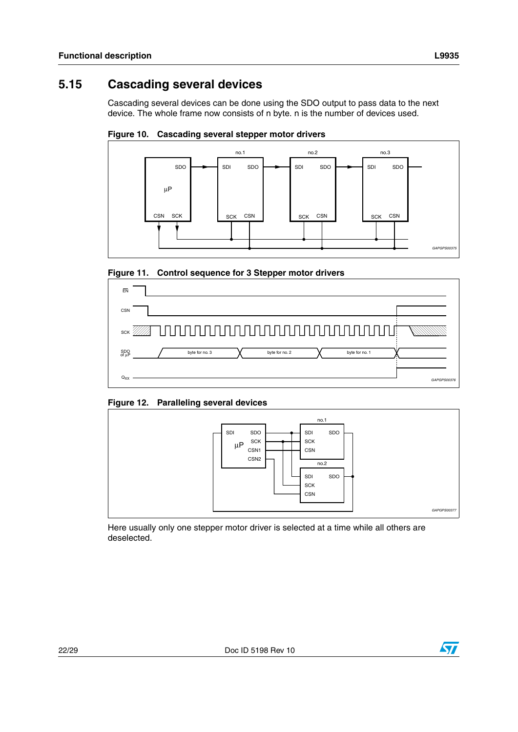## 5.15 Cascading several devices

Cascading several devices can be done using the SDO output to pass data to the next device. The whole frame now consists of n byte. n is the number of devices used.

**Figure 10. Cascading several stepper motor drivers**

**Figure 11. Control sequence for 3 Stepper motor drivers**

**Figure 12. Paralleling several devices**

Here usually only one stepper motor driver is selected at a time while all others are deselected.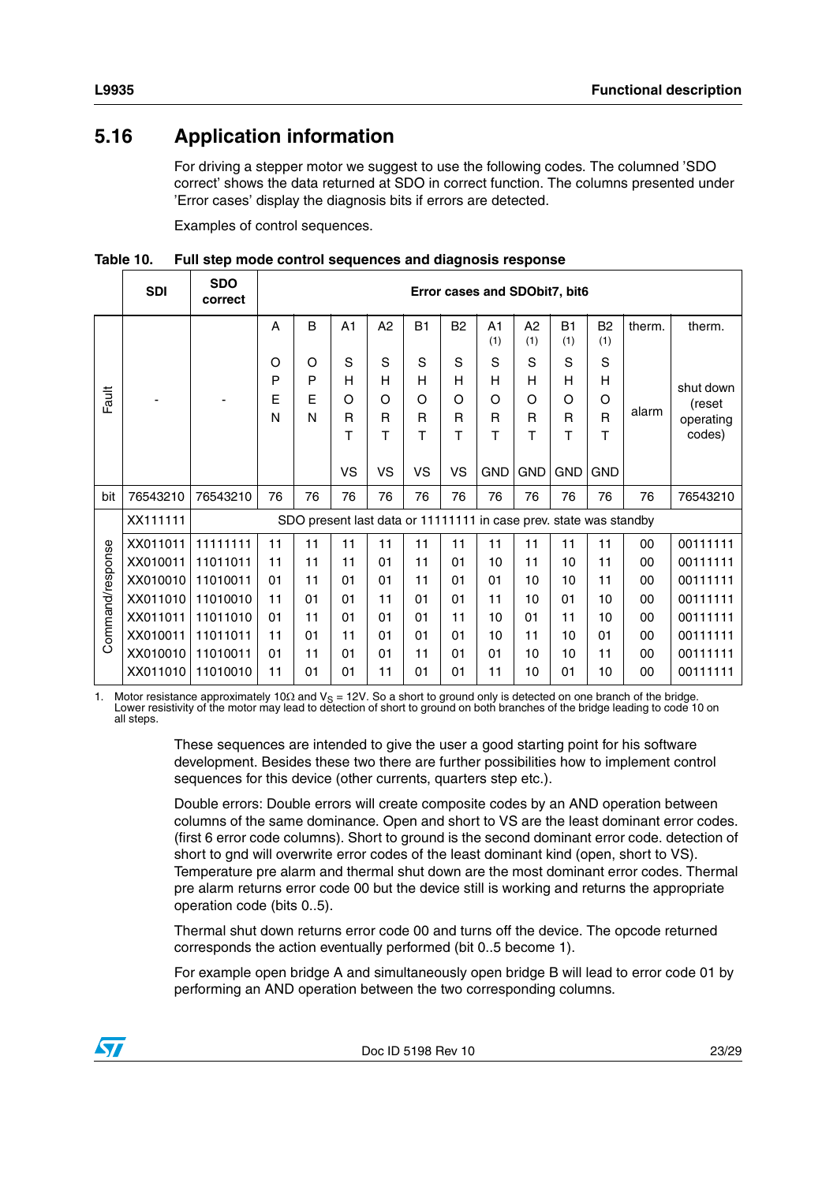## 5.16 Application information

For driving a stepper motor we suggest to use the following codes. The columned 'SDO correct' shows the data returned at SDO in correct function. The columns presented under 'Error cases' display the diagnosis bits if errors are detected.

Examples of control sequences.

**Table 10. Full step mode control sequences and diagnosis response**

| | SDI | SDO correct | Error cases and SDObit7, bit6 | | | | | | | | | | | |
|---|---|---|---|---|---|---|---|---|---|---|---|---|---|---|
| Fault | - | - | A OPEN | B OPEN | A1 SHORT VS | A2 SHORT VS | B1 SHORT VS | B2 SHORT VS | A1 (1) SHORT GND | A2 (1) SHORT GND | B1 (1) SHORT GND | B2 (1) SHORT GND | therm. alarm | therm. shut down (reset operating codes) |
| bit | 76543210 | 76543210 | 76 | 76 | 76 | 76 | 76 | 76 | 76 | 76 | 76 | 76 | 76 | 76543210 |
| Command/response | XX111111 | SDO present last data or 11111111 in case prev. state was standby | | | | | | | | | | | | |
| | XX011011 | 11111111 | 11 | 11 | 11 | 11 | 11 | 11 | 11 | 11 | 11 | 11 | 00 | 00111111 |
| | XX010011 | 11011011 | 11 | 11 | 11 | 01 | 11 | 01 | 10 | 11 | 10 | 11 | 00 | 00111111 |
| | XX010010 | 11010011 | 01 | 11 | 01 | 01 | 11 | 01 | 01 | 10 | 10 | 11 | 00 | 00111111 |
| | XX011010 | 11010010 | 11 | 01 | 01 | 11 | 01 | 01 | 11 | 10 | 01 | 10 | 00 | 00111111 |
| | XX011011 | 11011010 | 01 | 11 | 01 | 01 | 01 | 11 | 10 | 01 | 11 | 10 | 00 | 00111111 |
| | XX010011 | 11011011 | 11 | 01 | 11 | 01 | 01 | 01 | 10 | 11 | 10 | 01 | 00 | 00111111 |
| | XX010010 | 11010011 | 01 | 11 | 01 | 01 | 11 | 01 | 01 | 10 | 10 | 11 | 00 | 00111111 |
| | XX011010 | 11010010 | 11 | 01 | 01 | 11 | 01 | 01 | 11 | 10 | 01 | 10 | 00 | 00111111 |

1. Motor resistance approximately 10Ω and $V_S$ = 12V. So a short to ground only is detected on one branch of the bridge. Lower resistivity of the motor may lead to detection of short to ground on both branches of the bridge leading to code 10 on all steps.

These sequences are intended to give the user a good starting point for his software development. Besides these two there are further possibilities how to implement control sequences for this device (other currents, quarters step etc.).

Double errors: Double errors will create composite codes by an AND operation between columns of the same dominance. Open and short to VS are the least dominant error codes. (first 6 error code columns). Short to ground is the second dominant error code. detection of short to gnd will overwrite error codes of the least dominant kind (open, short to VS). Temperature pre alarm and thermal shut down are the most dominant error codes. Thermal pre alarm returns error code 00 but the device still is working and returns the appropriate operation code (bits 0..5).

Thermal shut down returns error code 00 and turns off the device. The opcode returned corresponds the action eventually performed (bit 0..5 become 1).

For example open bridge A and simultaneously open bridge B will lead to error code 01 by performing an AND operation between the two corresponding columns.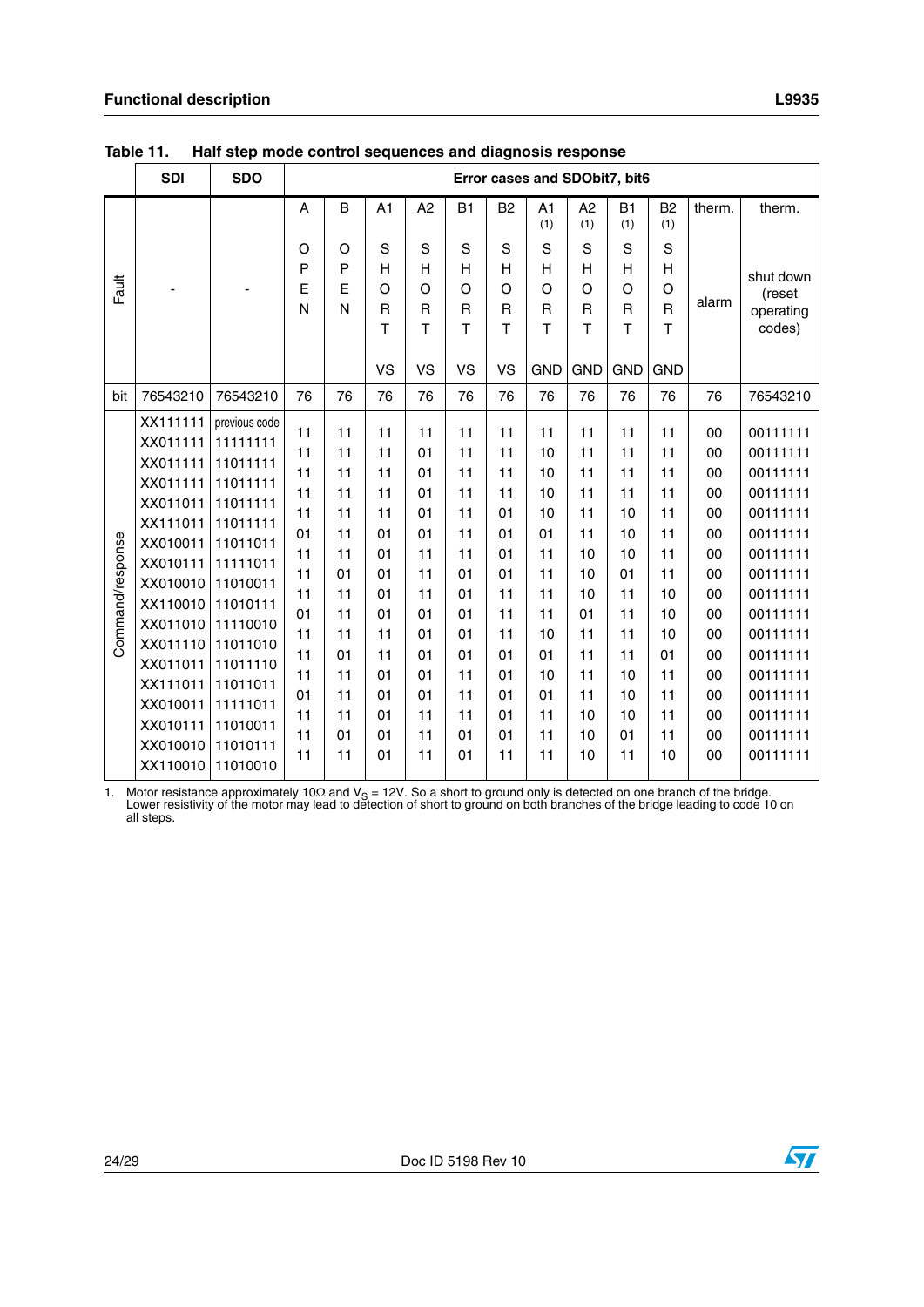**Table 11. Half step mode control sequences and diagnosis response**

| | SDI | SDO | Error cases and SDObit7, bit6 | | | | | | | | | | | |
|---|---|---|---|---|---|---|---|---|---|---|---|---|---|---|
| Fault | - | - | A OPEN | B OPEN | A1 SHORT VS | A2 SHORT VS | B1 SHORT VS | B2 SHORT VS | A1 (1) SHORT GND | A2 (1) SHORT GND | B1 (1) SHORT GND | B2 (1) SHORT GND | therm. alarm | therm. shut down (reset operating codes) |
| bit | 76543210 | 76543210 | 76 | 76 | 76 | 76 | 76 | 76 | 76 | 76 | 76 | 76 | 76 | 76543210 |
| Command/response | XX111111 | previous code | 11 | 11 | 11 | 11 | 11 | 11 | 11 | 11 | 11 | 11 | 00 | 00111111 |
| | XX011111 | 11111111 | 11 | 11 | 11 | 01 | 11 | 11 | 10 | 11 | 11 | 11 | 00 | 00111111 |
| | XX011111 | 11011111 | 11 | 11 | 11 | 01 | 11 | 11 | 10 | 11 | 11 | 11 | 00 | 00111111 |
| | XX011111 | 11011111 | 11 | 11 | 11 | 01 | 11 | 11 | 10 | 11 | 11 | 11 | 00 | 00111111 |
| | XX011011 | 11011111 | 11 | 11 | 11 | 01 | 11 | 01 | 10 | 11 | 10 | 11 | 00 | 00111111 |
| | XX111011 | 11011111 | 01 | 11 | 01 | 01 | 11 | 01 | 01 | 11 | 10 | 11 | 00 | 00111111 |
| | XX010011 | 11011011 | 11 | 11 | 01 | 11 | 11 | 01 | 11 | 10 | 10 | 11 | 00 | 00111111 |
| | XX010111 | 11111011 | 11 | 01 | 01 | 11 | 01 | 01 | 11 | 10 | 01 | 11 | 00 | 00111111 |
| | XX010010 | 11010011 | 11 | 11 | 01 | 11 | 01 | 11 | 11 | 10 | 11 | 10 | 00 | 00111111 |
| | XX110010 | 11010111 | 01 | 11 | 01 | 01 | 01 | 11 | 11 | 01 | 11 | 10 | 00 | 00111111 |
| | XX011010 | 11110010 | 11 | 11 | 11 | 01 | 01 | 11 | 10 | 11 | 11 | 10 | 00 | 00111111 |
| | XX011110 | 11011010 | 11 | 01 | 11 | 01 | 01 | 01 | 01 | 11 | 11 | 01 | 00 | 00111111 |
| | XX011011 | 11011110 | 11 | 11 | 01 | 01 | 11 | 01 | 10 | 11 | 10 | 11 | 00 | 00111111 |
| | XX111011 | 11011011 | 01 | 11 | 01 | 01 | 11 | 01 | 01 | 11 | 10 | 11 | 00 | 00111111 |
| | XX010011 | 11111011 | 11 | 11 | 01 | 11 | 11 | 01 | 11 | 10 | 10 | 11 | 00 | 00111111 |
| | XX010111 | 11010011 | 11 | 01 | 01 | 11 | 01 | 01 | 11 | 10 | 01 | 11 | 00 | 00111111 |
| | XX010010 | 11010111 | 11 | 11 | 01 | 11 | 01 | 11 | 11 | 10 | 11 | 10 | 00 | 00111111 |
| | XX110010 | 11010010 | | | | | | | | | | | | |

1. Motor resistance approximately 10Ω and $V_S$ = 12V. So a short to ground only is detected on one branch of the bridge. Lower resistivity of the motor may lead to detection of short to ground on both branches of the bridge leading to code 10 on all steps.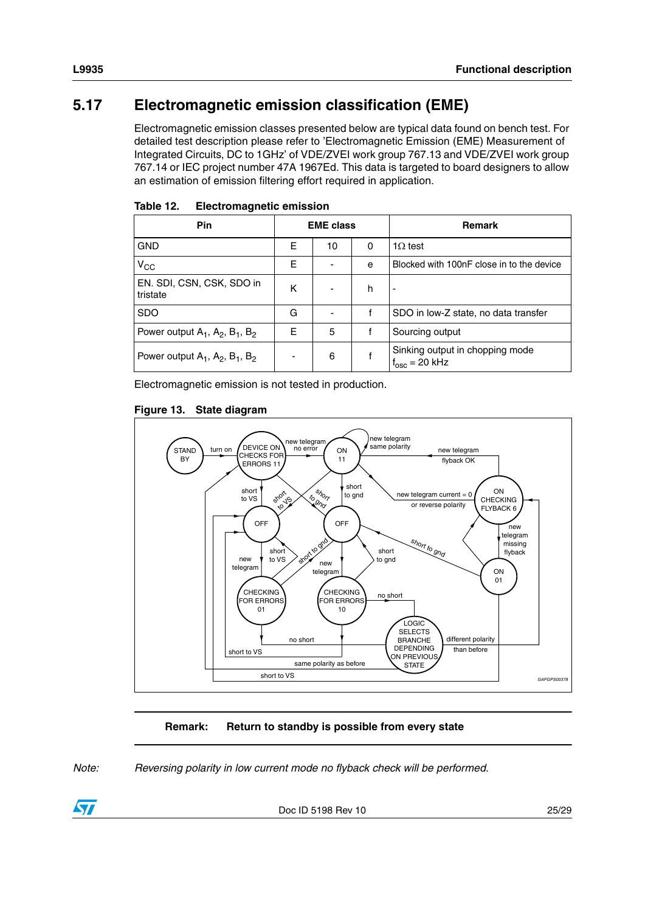## 5.17 Electromagnetic emission classification (EME)

Electromagnetic emission classes presented below are typical data found on bench test. For detailed test description please refer to 'Electromagnetic Emission (EME) Measurement of Integrated Circuits, DC to 1GHz' of VDE/ZVEI work group 767.13 and VDE/ZVEI work group 767.14 or IEC project number 47A 1967Ed. This data is targeted to board designers to allow an estimation of emission filtering effort required in application.

**Table 12. Electromagnetic emission**

| Pin | EME class | | | Remark |
|---|---|---|---|---|
| GND | E | 10 | 0 | 1Ω test |
| $V_{CC}$ | E | - | e | Blocked with 100nF close in to the device |
| EN. SDI, CSN, CSK, SDO in tristate | K | - | h | - |
| SDO | G | - | f | SDO in low-Z state, no data transfer |
| Power output $A_1$, $A_2$, $B_1$, $B_2$ | E | 5 | f | Sourcing output |
| Power output $A_1$, $A_2$, $B_1$, $B_2$ | - | 6 | f | Sinking output in chopping mode $f_{osc}$ = 20 kHz |

Electromagnetic emission is not tested in production.

**Figure 13. State diagram**

STAND BY; turn on; DEVICE ON CHECKS FOR ERRORS 11; new telegram no error; ON 11; new telegram same polarity; new telegram flyback OK; ON CHECKING FLYBACK 6; new telegram current = 0 or reverse polarity; short to VS; short to VS; short to gnd; short to gnd; OFF; OFF; short to gnd; new telegram missing flyback; ON 01; short to VS; short to gnd; short to gnd; new telegram; new telegram; CHECKING FOR ERRORS 01; CHECKING FOR ERRORS 10; no short; LOGIC SELECTS BRANCHE DEPENDING ON PREVIOUS STATE; no short; different polarity than before; short to VS; same polarity as before; short to VS

GAPGPS00378

**Remark: Return to standby is possible from every state**

*Note: Reversing polarity in low current mode no flyback check will be performed.*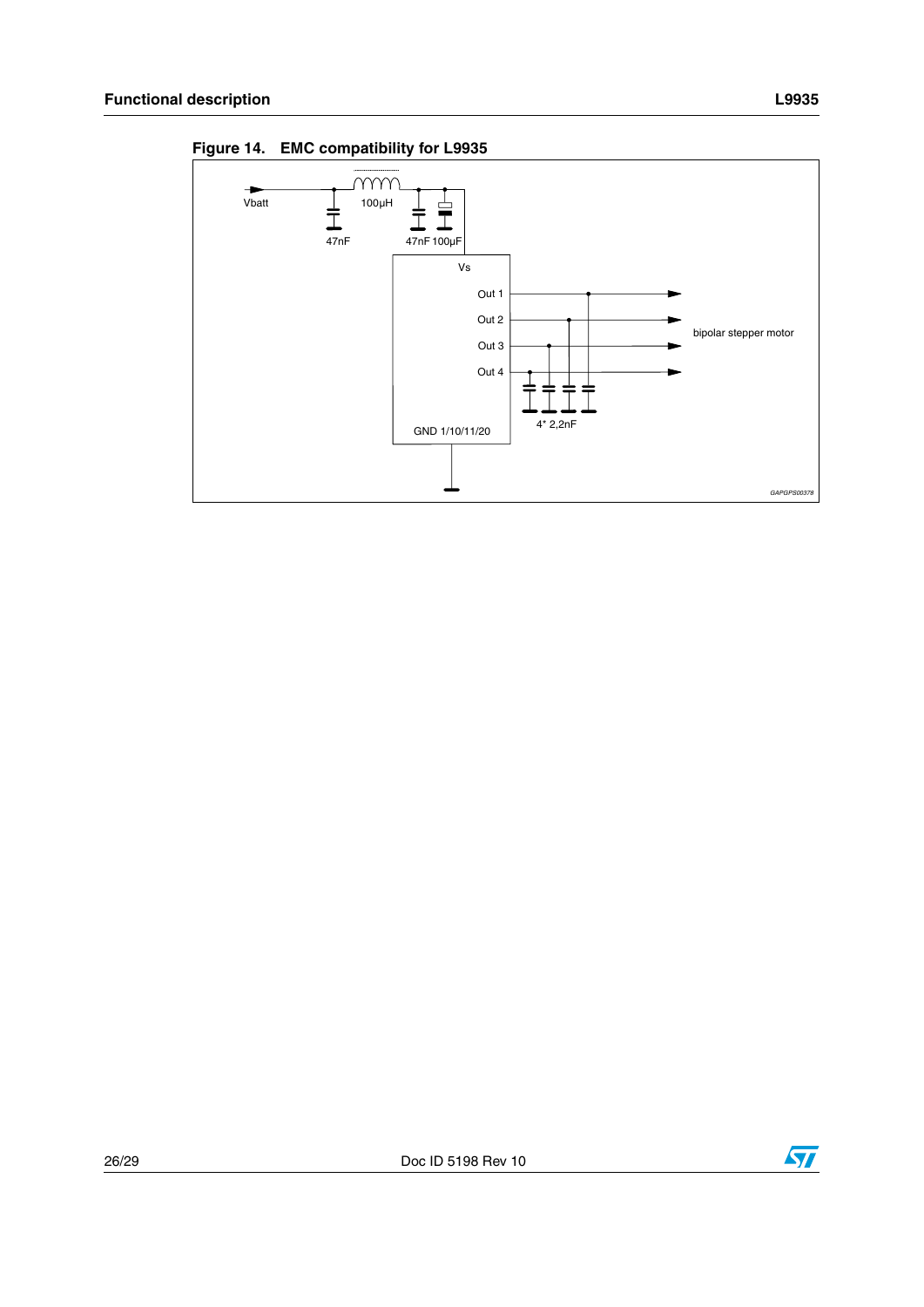**Figure 14. EMC compatibility for L9935**

Vbatt

100µH

47nF

47nF 100µF

Vs

Out 1

Out 2

Out 3

Out 4

bipolar stepper motor

4* 2,2nF

GND 1/10/11/20

GAPGPS00378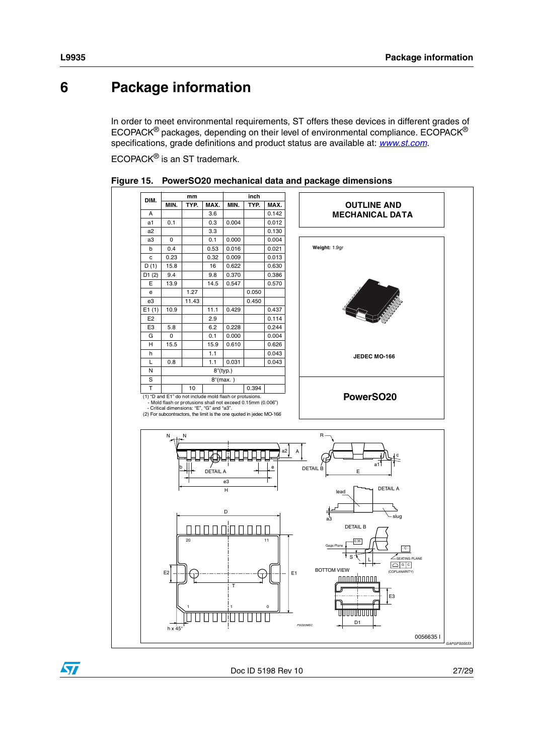# 6 Package information

In order to meet environmental requirements, ST offers these devices in different grades of ECOPACK® packages, depending on their level of environmental compliance. ECOPACK® specifications, grade definitions and product status are available at: *www.st.com*.

ECOPACK® is an ST trademark.

**Figure 15. PowerSO20 mechanical data and package dimensions**

| DIM. | mm | | | inch | | |
|---|---|---|---|---|---|---|
| | MIN. | TYP. | MAX. | MIN. | TYP. | MAX. |
| A | | | 3.6 | | | 0.142 |
| a1 | 0.1 | | 0.3 | 0.004 | | 0.012 |
| a2 | | | 3.3 | | | 0.130 |
| a3 | 0 | | 0.1 | 0.000 | | 0.004 |
| b | 0.4 | | 0.53 | 0.016 | | 0.021 |
| c | 0.23 | | 0.32 | 0.009 | | 0.013 |
| D (1) | 15.8 | | 16 | 0.622 | | 0.630 |
| D1 (2) | 9.4 | | 9.8 | 0.370 | | 0.386 |
| E | 13.9 | | 14.5 | 0.547 | | 0.570 |
| e | | 1.27 | | | 0.050 | |
| e3 | | 11.43 | | | 0.450 | |
| E1 (1) | 10.9 | | 11.1 | 0.429 | | 0.437 |
| E2 | | | 2.9 | | | 0.114 |
| E3 | 5.8 | | 6.2 | 0.228 | | 0.244 |
| G | 0 | | 0.1 | 0.000 | | 0.004 |
| H | 15.5 | | 15.9 | 0.610 | | 0.626 |
| h | | | 1.1 | | | 0.043 |
| L | 0.8 | | 1.1 | 0.031 | | 0.043 |
| N | 8°(typ.) | | | | | |
| S | 8°(max. ) | | | | | |
| T | | 10 | | | 0.394 | |

(1) "D and E1" do not include mold flash or protusions.
- Mold flash or protusions shall not exceed 0.15mm (0.006")
- Critical dimensions: "E", "G" and "a3".

(2) For subcontractors, the limit is the one quoted in jedec MO-166

**OUTLINE AND MECHANICAL DATA**

**Weight:** 1.9gr

**JEDEC MO-166**

**PowerSO20**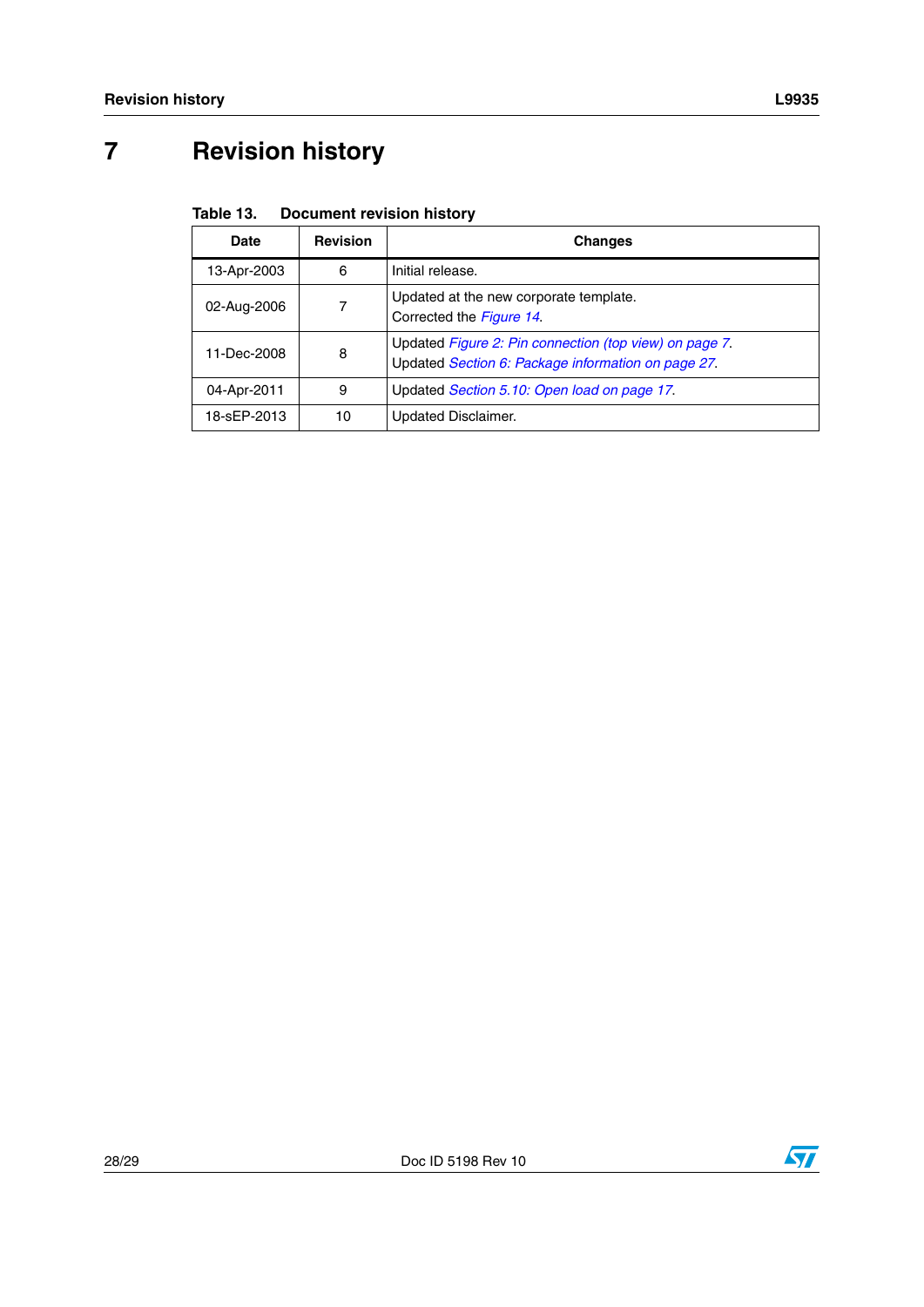# 7 Revision history

**Table 13. Document revision history**

| Date | Revision | Changes |
|---|---|---|
| 13-Apr-2003 | 6 | Initial release. |
| 02-Aug-2006 | 7 | Updated at the new corporate template.<br>Corrected the *Figure 14*. |
| 11-Dec-2008 | 8 | Updated *Figure 2: Pin connection (top view) on page 7*.<br>Updated *Section 6: Package information on page 27*. |
| 04-Apr-2011 | 9 | Updated *Section 5.10: Open load on page 17*. |
| 18-sEP-2013 | 10 | Updated Disclaimer. |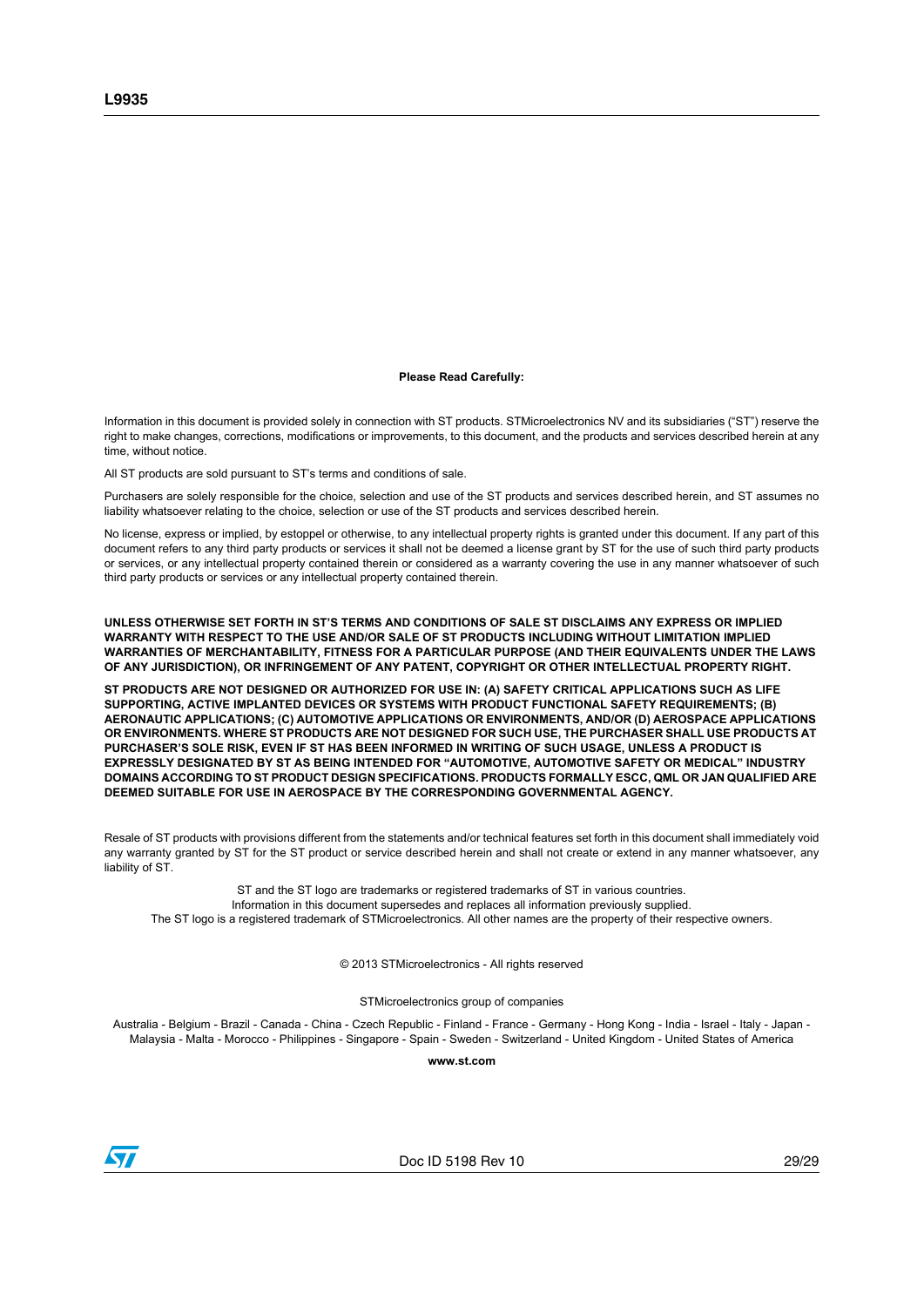**Please Read Carefully:**

Information in this document is provided solely in connection with ST products. STMicroelectronics NV and its subsidiaries ("ST") reserve the right to make changes, corrections, modifications or improvements, to this document, and the products and services described herein at any time, without notice.

All ST products are sold pursuant to ST's terms and conditions of sale.

Purchasers are solely responsible for the choice, selection and use of the ST products and services described herein, and ST assumes no liability whatsoever relating to the choice, selection or use of the ST products and services described herein.

No license, express or implied, by estoppel or otherwise, to any intellectual property rights is granted under this document. If any part of this document refers to any third party products or services it shall not be deemed a license grant by ST for the use of such third party products or services, or any intellectual property contained therein or considered as a warranty covering the use in any manner whatsoever of such third party products or services or any intellectual property contained therein.

**UNLESS OTHERWISE SET FORTH IN ST'S TERMS AND CONDITIONS OF SALE ST DISCLAIMS ANY EXPRESS OR IMPLIED WARRANTY WITH RESPECT TO THE USE AND/OR SALE OF ST PRODUCTS INCLUDING WITHOUT LIMITATION IMPLIED WARRANTIES OF MERCHANTABILITY, FITNESS FOR A PARTICULAR PURPOSE (AND THEIR EQUIVALENTS UNDER THE LAWS OF ANY JURISDICTION), OR INFRINGEMENT OF ANY PATENT, COPYRIGHT OR OTHER INTELLECTUAL PROPERTY RIGHT.**

**ST PRODUCTS ARE NOT DESIGNED OR AUTHORIZED FOR USE IN: (A) SAFETY CRITICAL APPLICATIONS SUCH AS LIFE SUPPORTING, ACTIVE IMPLANTED DEVICES OR SYSTEMS WITH PRODUCT FUNCTIONAL SAFETY REQUIREMENTS; (B) AERONAUTIC APPLICATIONS; (C) AUTOMOTIVE APPLICATIONS OR ENVIRONMENTS, AND/OR (D) AEROSPACE APPLICATIONS OR ENVIRONMENTS. WHERE ST PRODUCTS ARE NOT DESIGNED FOR SUCH USE, THE PURCHASER SHALL USE PRODUCTS AT PURCHASER'S SOLE RISK, EVEN IF ST HAS BEEN INFORMED IN WRITING OF SUCH USAGE, UNLESS A PRODUCT IS EXPRESSLY DESIGNATED BY ST AS BEING INTENDED FOR "AUTOMOTIVE, AUTOMOTIVE SAFETY OR MEDICAL" INDUSTRY DOMAINS ACCORDING TO ST PRODUCT DESIGN SPECIFICATIONS. PRODUCTS FORMALLY ESCC, QML OR JAN QUALIFIED ARE DEEMED SUITABLE FOR USE IN AEROSPACE BY THE CORRESPONDING GOVERNMENTAL AGENCY.**

Resale of ST products with provisions different from the statements and/or technical features set forth in this document shall immediately void any warranty granted by ST for the ST product or service described herein and shall not create or extend in any manner whatsoever, any liability of ST.

ST and the ST logo are trademarks or registered trademarks of ST in various countries.
Information in this document supersedes and replaces all information previously supplied.
The ST logo is a registered trademark of STMicroelectronics. All other names are the property of their respective owners.

© 2013 STMicroelectronics - All rights reserved

STMicroelectronics group of companies

Australia - Belgium - Brazil - Canada - China - Czech Republic - Finland - France - Germany - Hong Kong - India - Israel - Italy - Japan - Malaysia - Malta - Morocco - Philippines - Singapore - Spain - Sweden - Switzerland - United Kingdom - United States of America

**www.st.com**